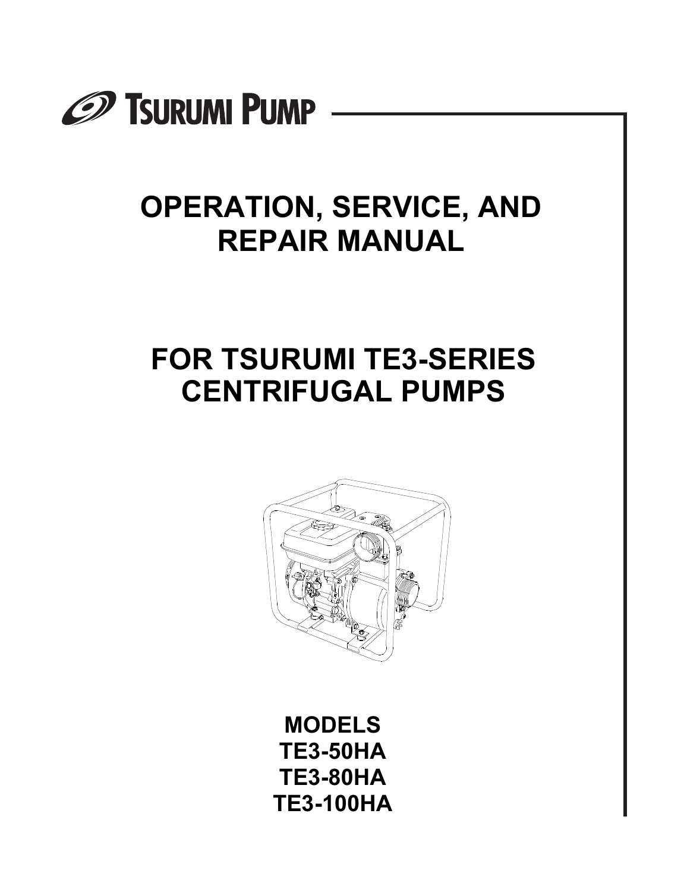TSURUMI PUMP

# OPERATION, SERVICE, AND REPAIR MANUAL

# FOR TSURUMI TE3-SERIES CENTRIFUGAL PUMPS

**MODELS**
**TE3-50HA**
**TE3-80HA**
**TE3-100HA**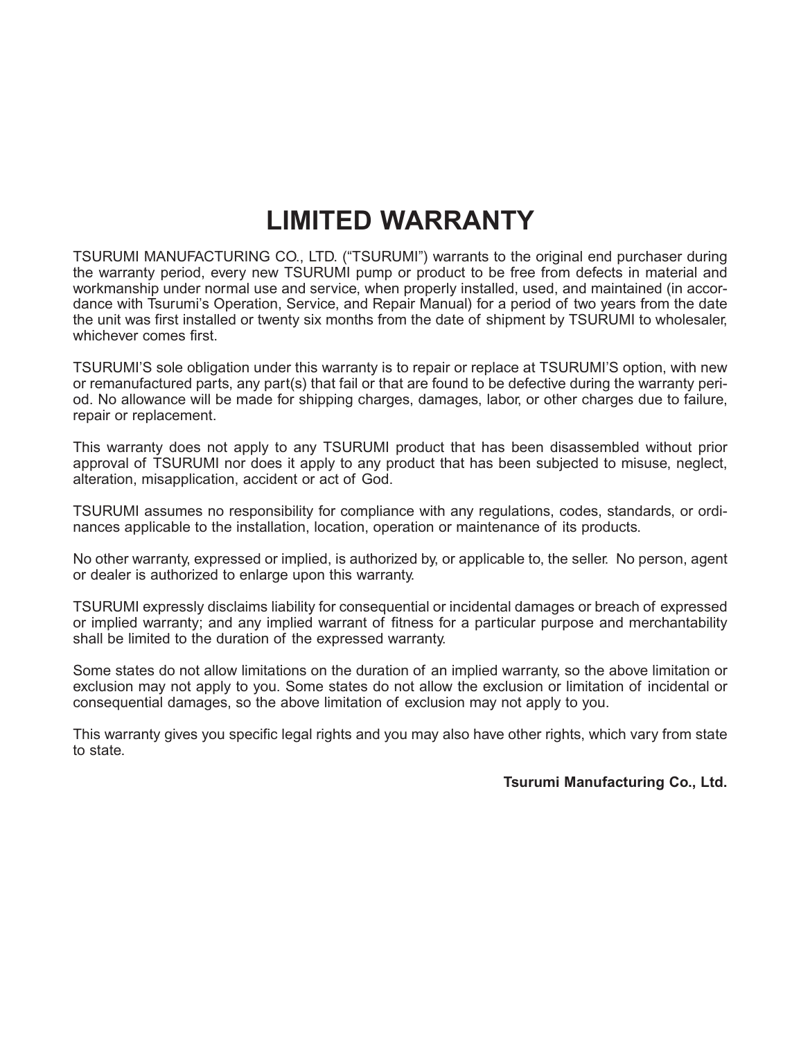# LIMITED WARRANTY

TSURUMI MANUFACTURING CO., LTD. ("TSURUMI") warrants to the original end purchaser during the warranty period, every new TSURUMI pump or product to be free from defects in material and workmanship under normal use and service, when properly installed, used, and maintained (in accordance with Tsurumi's Operation, Service, and Repair Manual) for a period of two years from the date the unit was first installed or twenty six months from the date of shipment by TSURUMI to wholesaler, whichever comes first.

TSURUMI'S sole obligation under this warranty is to repair or replace at TSURUMI'S option, with new or remanufactured parts, any part(s) that fail or that are found to be defective during the warranty period. No allowance will be made for shipping charges, damages, labor, or other charges due to failure, repair or replacement.

This warranty does not apply to any TSURUMI product that has been disassembled without prior approval of TSURUMI nor does it apply to any product that has been subjected to misuse, neglect, alteration, misapplication, accident or act of God.

TSURUMI assumes no responsibility for compliance with any regulations, codes, standards, or ordinances applicable to the installation, location, operation or maintenance of its products.

No other warranty, expressed or implied, is authorized by, or applicable to, the seller. No person, agent or dealer is authorized to enlarge upon this warranty.

TSURUMI expressly disclaims liability for consequential or incidental damages or breach of expressed or implied warranty; and any implied warrant of fitness for a particular purpose and merchantability shall be limited to the duration of the expressed warranty.

Some states do not allow limitations on the duration of an implied warranty, so the above limitation or exclusion may not apply to you. Some states do not allow the exclusion or limitation of incidental or consequential damages, so the above limitation of exclusion may not apply to you.

This warranty gives you specific legal rights and you may also have other rights, which vary from state to state.

**Tsurumi Manufacturing Co., Ltd.**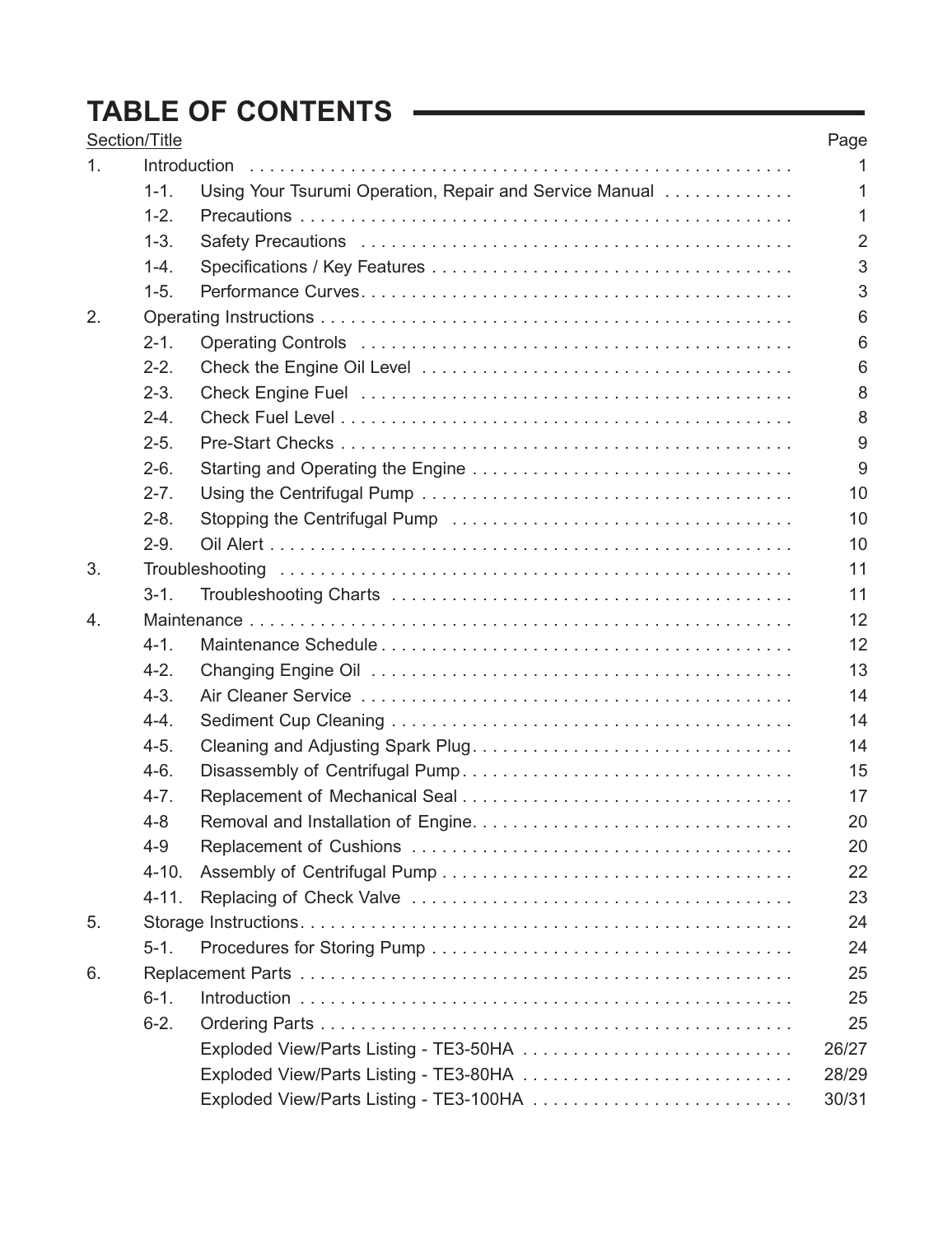# TABLE OF CONTENTS

| Section/Title | | | Page |
|---|---|---|---|
| 1. | Introduction | | 1 |
| | 1-1. | Using Your Tsurumi Operation, Repair and Service Manual | 1 |
| | 1-2. | Precautions | 1 |
| | 1-3. | Safety Precautions | 2 |
| | 1-4. | Specifications / Key Features | 3 |
| | 1-5. | Performance Curves | 3 |
| 2. | Operating Instructions | | 6 |
| | 2-1. | Operating Controls | 6 |
| | 2-2. | Check the Engine Oil Level | 6 |
| | 2-3. | Check Engine Fuel | 8 |
| | 2-4. | Check Fuel Level | 8 |
| | 2-5. | Pre-Start Checks | 9 |
| | 2-6. | Starting and Operating the Engine | 9 |
| | 2-7. | Using the Centrifugal Pump | 10 |
| | 2-8. | Stopping the Centrifugal Pump | 10 |
| | 2-9. | Oil Alert | 10 |
| 3. | Troubleshooting | | 11 |
| | 3-1. | Troubleshooting Charts | 11 |
| 4. | Maintenance | | 12 |
| | 4-1. | Maintenance Schedule | 12 |
| | 4-2. | Changing Engine Oil | 13 |
| | 4-3. | Air Cleaner Service | 14 |
| | 4-4. | Sediment Cup Cleaning | 14 |
| | 4-5. | Cleaning and Adjusting Spark Plug | 14 |
| | 4-6. | Disassembly of Centrifugal Pump | 15 |
| | 4-7. | Replacement of Mechanical Seal | 17 |
| | 4-8 | Removal and Installation of Engine | 20 |
| | 4-9 | Replacement of Cushions | 20 |
| | 4-10. | Assembly of Centrifugal Pump | 22 |
| | 4-11. | Replacing of Check Valve | 23 |
| 5. | Storage Instructions | | 24 |
| | 5-1. | Procedures for Storing Pump | 24 |
| 6. | Replacement Parts | | 25 |
| | 6-1. | Introduction | 25 |
| | 6-2. | Ordering Parts | 25 |
| | | Exploded View/Parts Listing - TE3-50HA | 26/27 |
| | | Exploded View/Parts Listing - TE3-80HA | 28/29 |
| | | Exploded View/Parts Listing - TE3-100HA | 30/31 |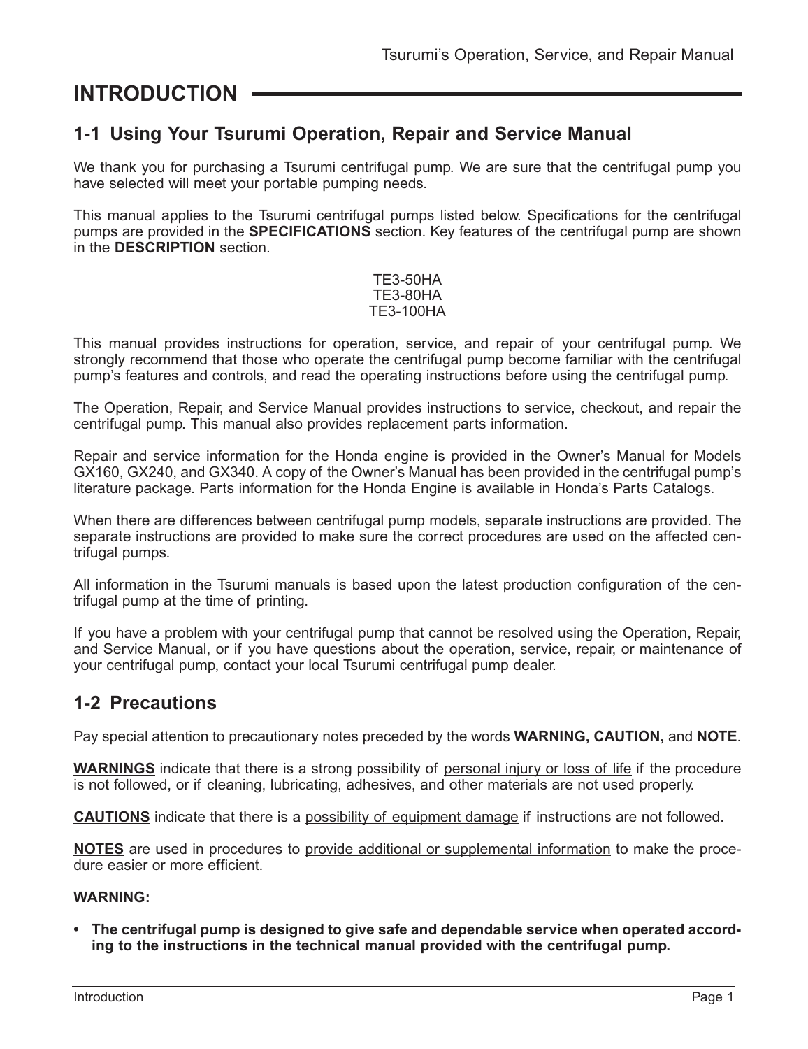# INTRODUCTION

## 1-1 Using Your Tsurumi Operation, Repair and Service Manual

We thank you for purchasing a Tsurumi centrifugal pump. We are sure that the centrifugal pump you have selected will meet your portable pumping needs.

This manual applies to the Tsurumi centrifugal pumps listed below. Specifications for the centrifugal pumps are provided in the **SPECIFICATIONS** section. Key features of the centrifugal pump are shown in the **DESCRIPTION** section.

TE3-50HA
TE3-80HA
TE3-100HA

This manual provides instructions for operation, service, and repair of your centrifugal pump. We strongly recommend that those who operate the centrifugal pump become familiar with the centrifugal pump's features and controls, and read the operating instructions before using the centrifugal pump.

The Operation, Repair, and Service Manual provides instructions to service, checkout, and repair the centrifugal pump. This manual also provides replacement parts information.

Repair and service information for the Honda engine is provided in the Owner's Manual for Models GX160, GX240, and GX340. A copy of the Owner's Manual has been provided in the centrifugal pump's literature package. Parts information for the Honda Engine is available in Honda's Parts Catalogs.

When there are differences between centrifugal pump models, separate instructions are provided. The separate instructions are provided to make sure the correct procedures are used on the affected centrifugal pumps.

All information in the Tsurumi manuals is based upon the latest production configuration of the centrifugal pump at the time of printing.

If you have a problem with your centrifugal pump that cannot be resolved using the Operation, Repair, and Service Manual, or if you have questions about the operation, service, repair, or maintenance of your centrifugal pump, contact your local Tsurumi centrifugal pump dealer.

## 1-2 Precautions

Pay special attention to precautionary notes preceded by the words **WARNING, CAUTION,** and **NOTE**.

**WARNINGS** indicate that there is a strong possibility of personal injury or loss of life if the procedure is not followed, or if cleaning, lubricating, adhesives, and other materials are not used properly.

**CAUTIONS** indicate that there is a possibility of equipment damage if instructions are not followed.

**NOTES** are used in procedures to provide additional or supplemental information to make the procedure easier or more efficient.

**WARNING:**

- **The centrifugal pump is designed to give safe and dependable service when operated according to the instructions in the technical manual provided with the centrifugal pump.**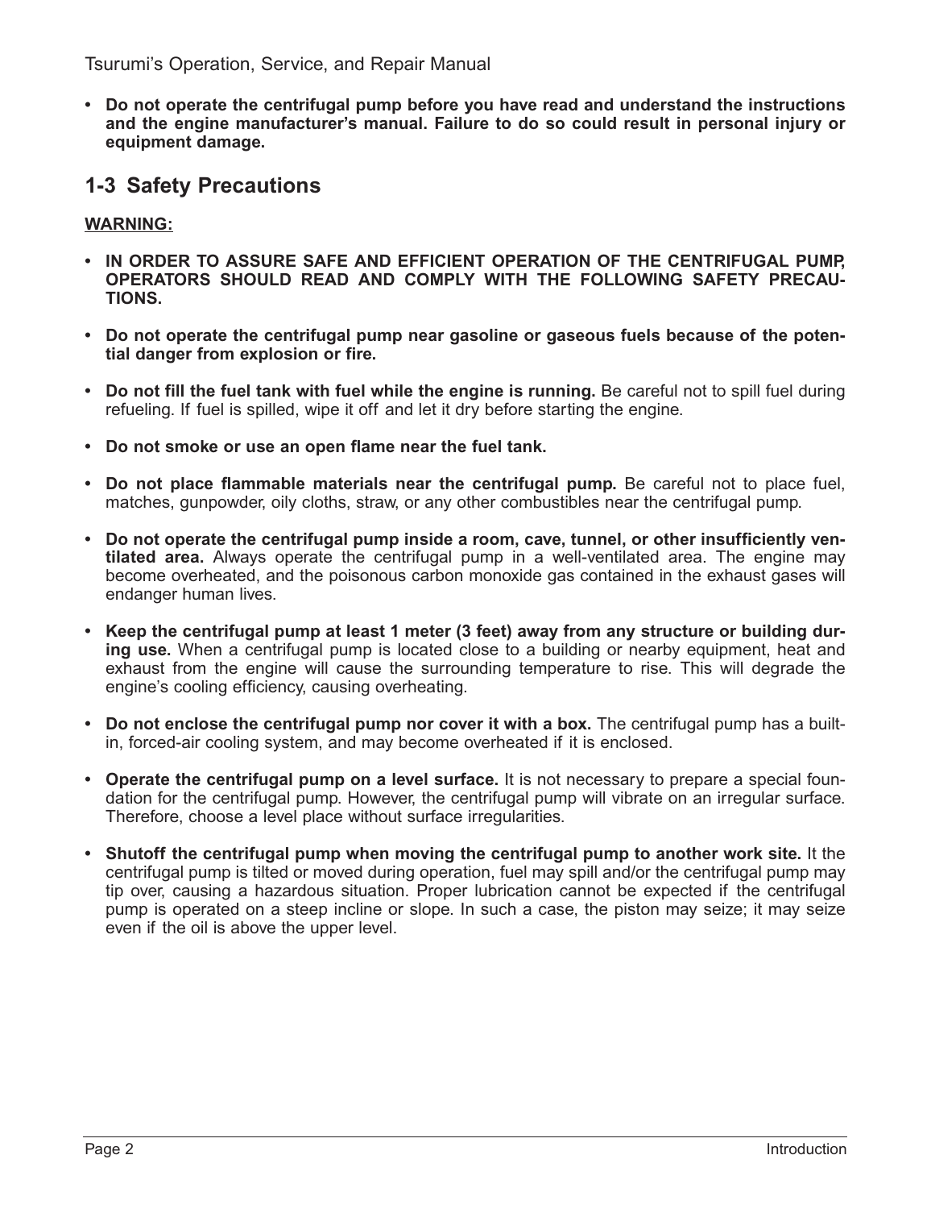- **Do not operate the centrifugal pump before you have read and understand the instructions and the engine manufacturer's manual. Failure to do so could result in personal injury or equipment damage.**

## 1-3 Safety Precautions

**WARNING:**

- **IN ORDER TO ASSURE SAFE AND EFFICIENT OPERATION OF THE CENTRIFUGAL PUMP, OPERATORS SHOULD READ AND COMPLY WITH THE FOLLOWING SAFETY PRECAUTIONS.**
- **Do not operate the centrifugal pump near gasoline or gaseous fuels because of the potential danger from explosion or fire.**
- **Do not fill the fuel tank with fuel while the engine is running.** Be careful not to spill fuel during refueling. If fuel is spilled, wipe it off and let it dry before starting the engine.
- **Do not smoke or use an open flame near the fuel tank.**
- **Do not place flammable materials near the centrifugal pump.** Be careful not to place fuel, matches, gunpowder, oily cloths, straw, or any other combustibles near the centrifugal pump.
- **Do not operate the centrifugal pump inside a room, cave, tunnel, or other insufficiently ventilated area.** Always operate the centrifugal pump in a well-ventilated area. The engine may become overheated, and the poisonous carbon monoxide gas contained in the exhaust gases will endanger human lives.
- **Keep the centrifugal pump at least 1 meter (3 feet) away from any structure or building during use.** When a centrifugal pump is located close to a building or nearby equipment, heat and exhaust from the engine will cause the surrounding temperature to rise. This will degrade the engine's cooling efficiency, causing overheating.
- **Do not enclose the centrifugal pump nor cover it with a box.** The centrifugal pump has a built-in, forced-air cooling system, and may become overheated if it is enclosed.
- **Operate the centrifugal pump on a level surface.** It is not necessary to prepare a special foundation for the centrifugal pump. However, the centrifugal pump will vibrate on an irregular surface. Therefore, choose a level place without surface irregularities.
- **Shutoff the centrifugal pump when moving the centrifugal pump to another work site.** It the centrifugal pump is tilted or moved during operation, fuel may spill and/or the centrifugal pump may tip over, causing a hazardous situation. Proper lubrication cannot be expected if the centrifugal pump is operated on a steep incline or slope. In such a case, the piston may seize; it may seize even if the oil is above the upper level.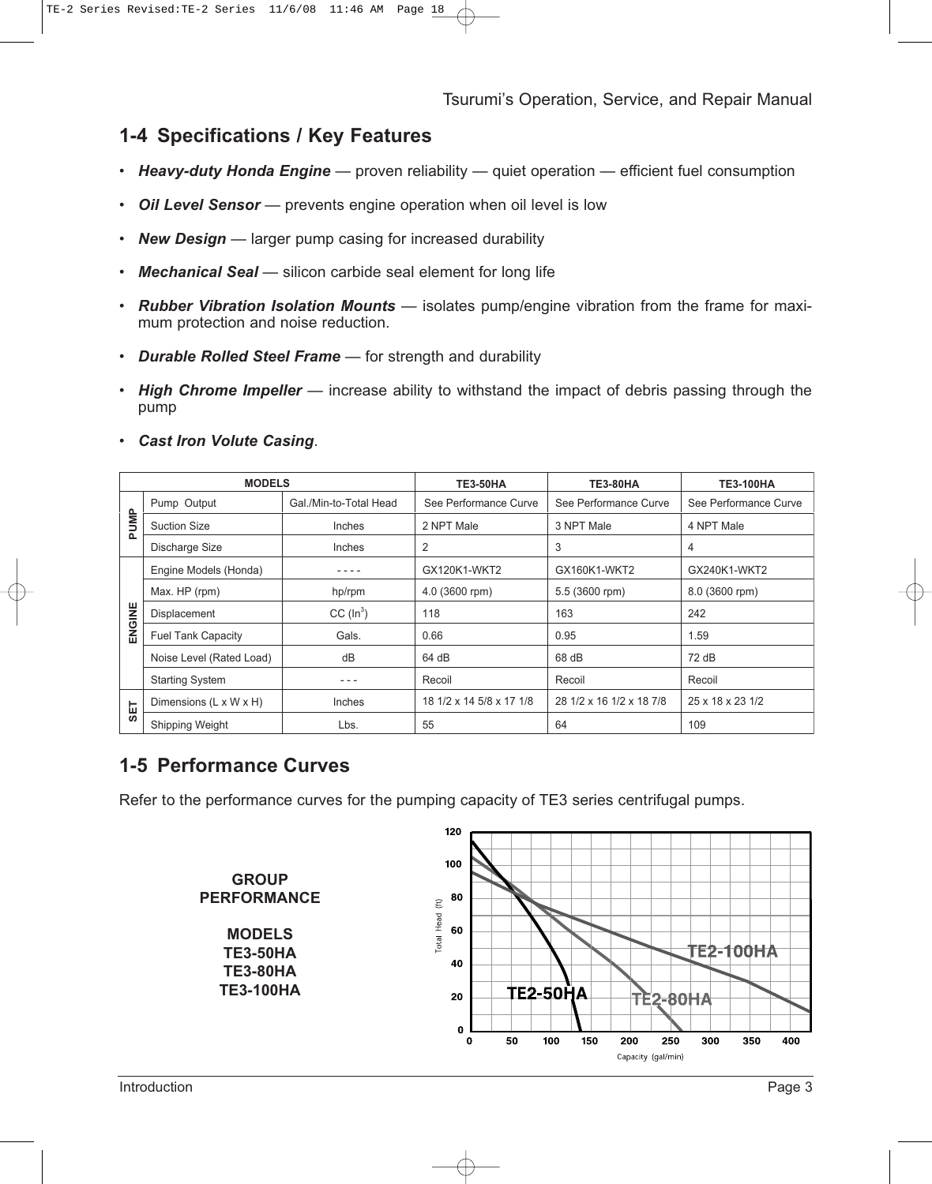## 1-4 Specifications / Key Features

- ***Heavy-duty Honda Engine*** — proven reliability — quiet operation — efficient fuel consumption
- ***Oil Level Sensor*** — prevents engine operation when oil level is low
- ***New Design*** — larger pump casing for increased durability
- ***Mechanical Seal*** — silicon carbide seal element for long life
- ***Rubber Vibration Isolation Mounts*** — isolates pump/engine vibration from the frame for maximum protection and noise reduction.
- ***Durable Rolled Steel Frame*** — for strength and durability
- ***High Chrome Impeller*** — increase ability to withstand the impact of debris passing through the pump
- ***Cast Iron Volute Casing***.

| MODELS | | | TE3-50HA | TE3-80HA | TE3-100HA |
|---|---|---|---|---|---|
| PUMP | Pump Output | Gal./Min-to-Total Head | See Performance Curve | See Performance Curve | See Performance Curve |
| | Suction Size | Inches | 2 NPT Male | 3 NPT Male | 4 NPT Male |
| | Discharge Size | Inches | 2 | 3 | 4 |
| ENGINE | Engine Models (Honda) | - - - - | GX120K1-WKT2 | GX160K1-WKT2 | GX240K1-WKT2 |
| | Max. HP (rpm) | hp/rpm | 4.0 (3600 rpm) | 5.5 (3600 rpm) | 8.0 (3600 rpm) |
| | Displacement | CC ($In^3$) | 118 | 163 | 242 |
| | Fuel Tank Capacity | Gals. | 0.66 | 0.95 | 1.59 |
| | Noise Level (Rated Load) | dB | 64 dB | 68 dB | 72 dB |
| | Starting System | - - - | Recoil | Recoil | Recoil |
| SET | Dimensions (L x W x H) | Inches | 18 1/2 x 14 5/8 x 17 1/8 | 28 1/2 x 16 1/2 x 18 7/8 | 25 x 18 x 23 1/2 |
| | Shipping Weight | Lbs. | 55 | 64 | 109 |

## 1-5 Performance Curves

Refer to the performance curves for the pumping capacity of TE3 series centrifugal pumps.

**GROUP PERFORMANCE**

**MODELS**
**TE3-50HA**
**TE3-80HA**
**TE3-100HA**

Total Head (ft) — 0, 20, 40, 60, 80, 100, 120

Capacity (gal/min) — 0, 50, 100, 150, 200, 250, 300, 350, 400

TE2-50HA, TE2-80HA, TE2-100HA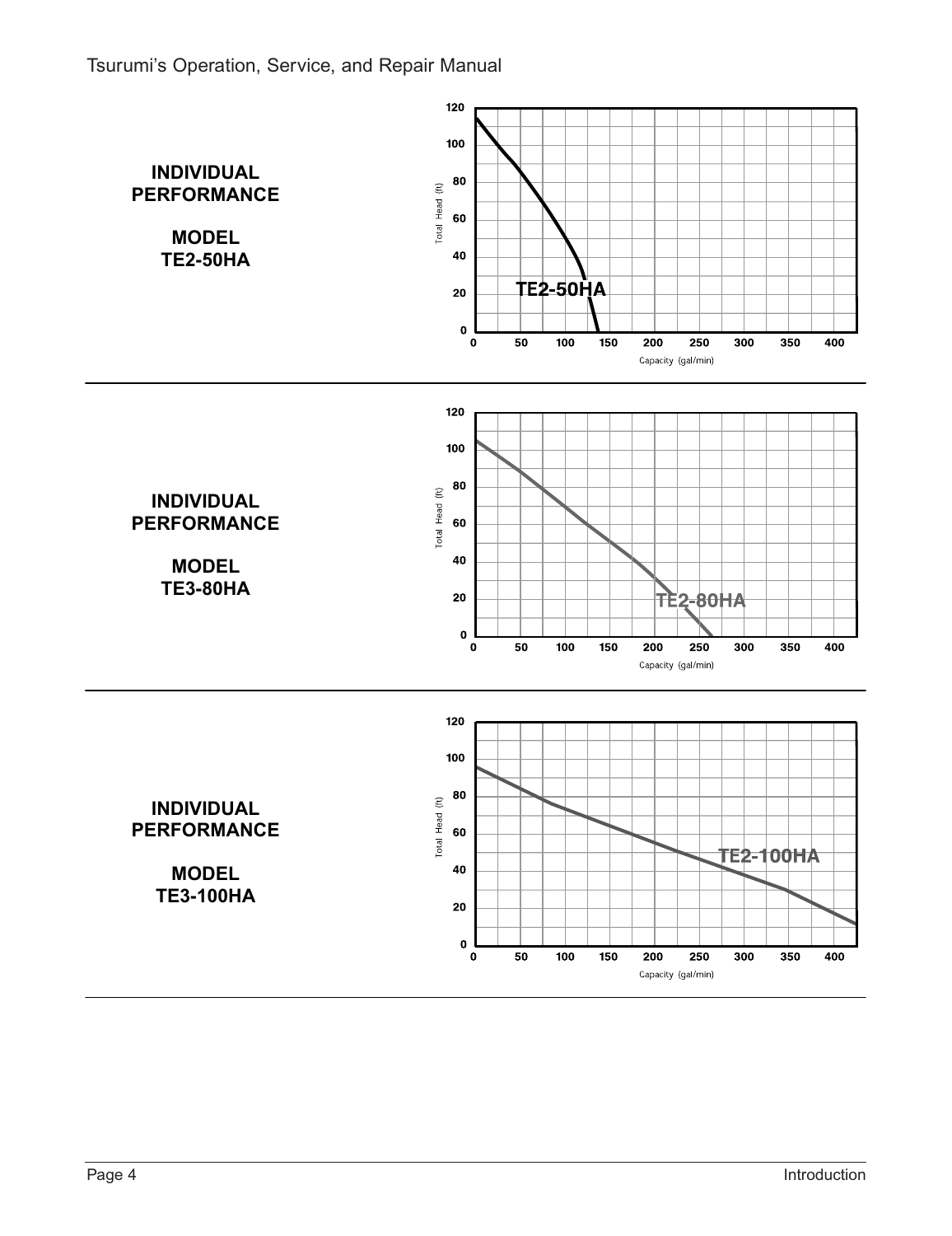**INDIVIDUAL PERFORMANCE**

**MODEL TE2-50HA**

Total Head (ft): 0, 20, 40, 60, 80, 100, 120

Capacity (gal/min): 0, 50, 100, 150, 200, 250, 300, 350, 400

TE2-50HA

---

**INDIVIDUAL PERFORMANCE**

**MODEL TE3-80HA**

Total Head (ft): 0, 20, 40, 60, 80, 100, 120

Capacity (gal/min): 0, 50, 100, 150, 200, 250, 300, 350, 400

TE2-80HA

---

**INDIVIDUAL PERFORMANCE**

**MODEL TE3-100HA**

Total Head (ft): 0, 20, 40, 60, 80, 100, 120

Capacity (gal/min): 0, 50, 100, 150, 200, 250, 300, 350, 400

TE2-100HA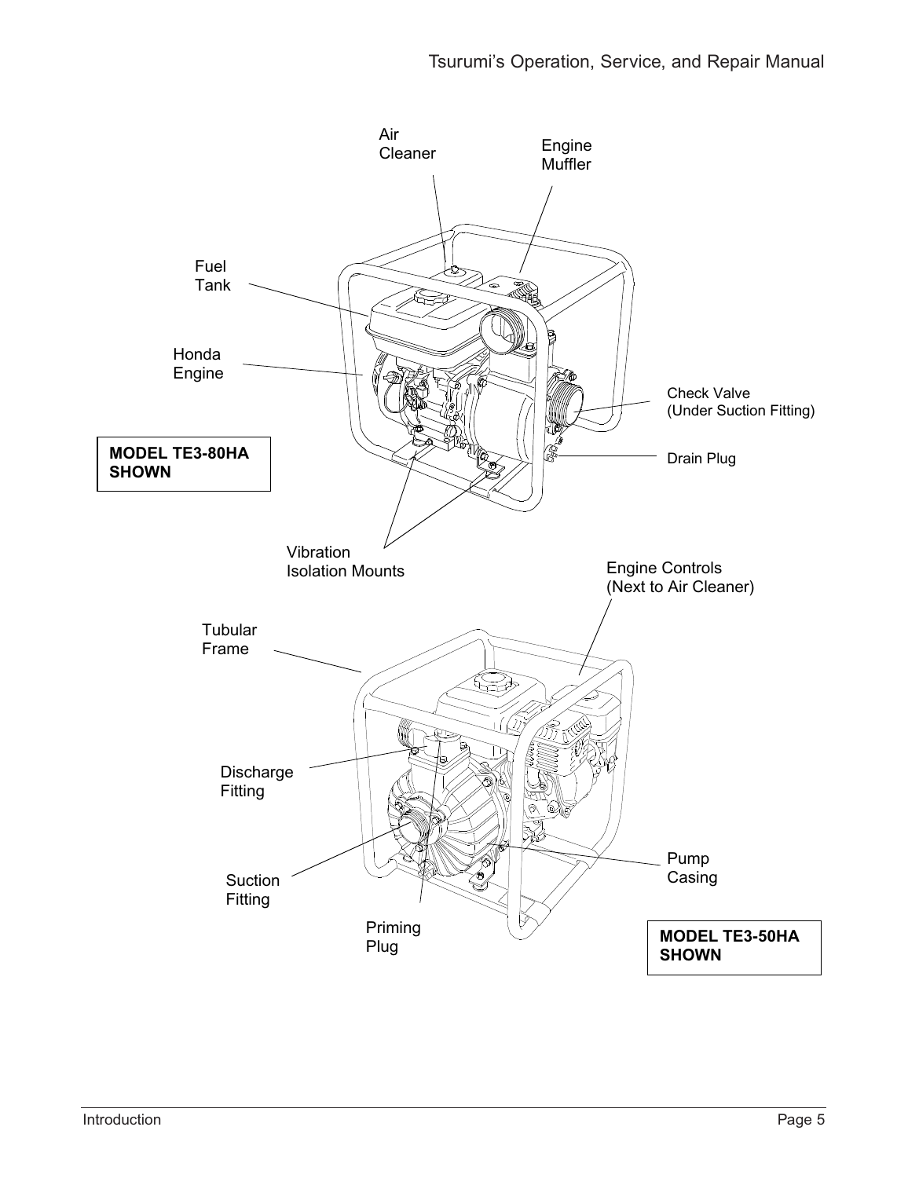Air Cleaner

Engine Muffler

Fuel Tank

Honda Engine

Check Valve (Under Suction Fitting)

Drain Plug

**MODEL TE3-80HA SHOWN**

Vibration Isolation Mounts

Engine Controls (Next to Air Cleaner)

Tubular Frame

Discharge Fitting

Pump Casing

Suction Fitting

Priming Plug

**MODEL TE3-50HA SHOWN**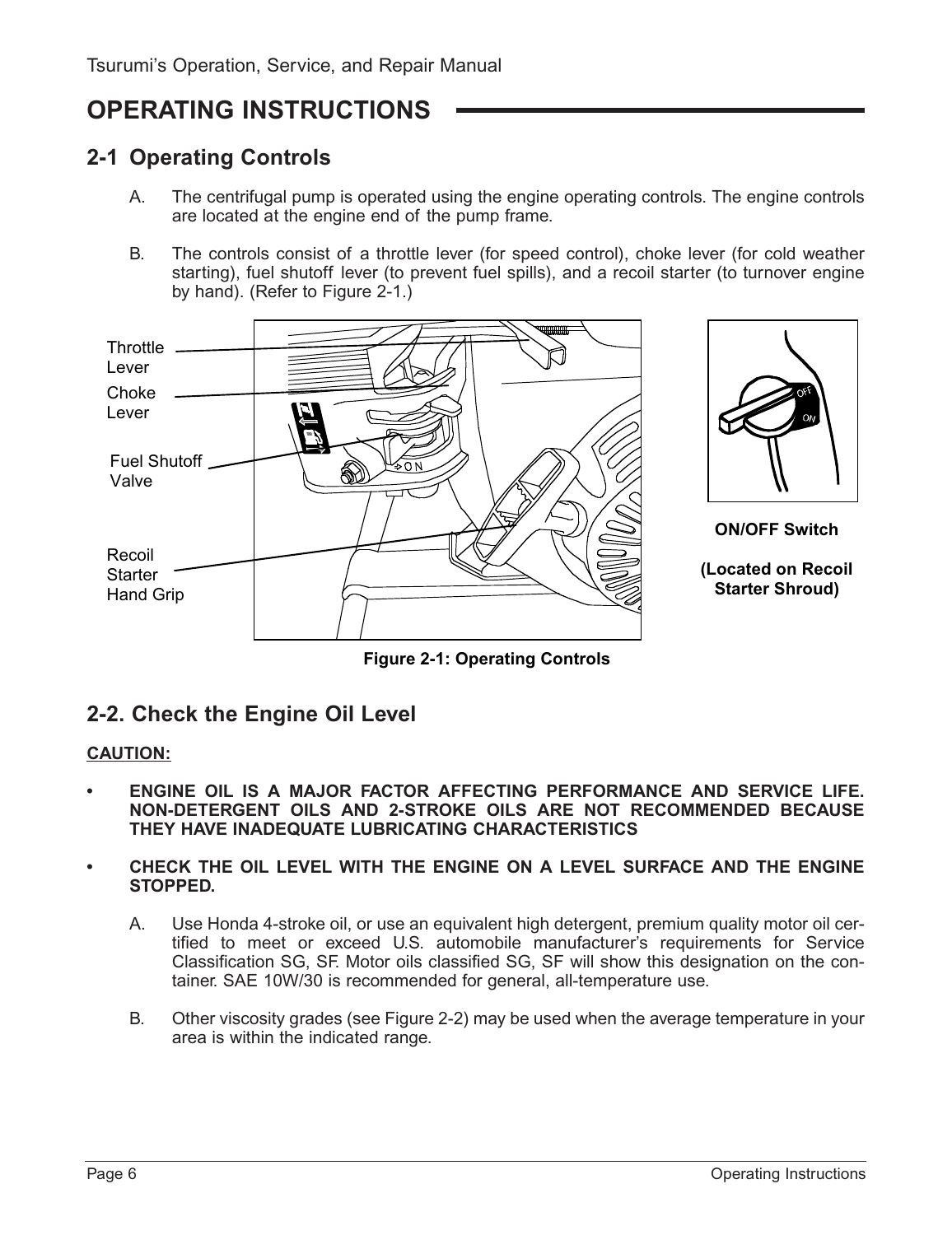# OPERATING INSTRUCTIONS

## 2-1 Operating Controls

A. The centrifugal pump is operated using the engine operating controls. The engine controls are located at the engine end of the pump frame.

B. The controls consist of a throttle lever (for speed control), choke lever (for cold weather starting), fuel shutoff lever (to prevent fuel spills), and a recoil starter (to turnover engine by hand). (Refer to Figure 2-1.)

Throttle Lever

Choke Lever

Fuel Shutoff Valve

Recoil Starter Hand Grip

**ON/OFF Switch**

**(Located on Recoil Starter Shroud)**

**Figure 2-1: Operating Controls**

## 2-2. Check the Engine Oil Level

**CAUTION:**

- **ENGINE OIL IS A MAJOR FACTOR AFFECTING PERFORMANCE AND SERVICE LIFE. NON-DETERGENT OILS AND 2-STROKE OILS ARE NOT RECOMMENDED BECAUSE THEY HAVE INADEQUATE LUBRICATING CHARACTERISTICS**
- **CHECK THE OIL LEVEL WITH THE ENGINE ON A LEVEL SURFACE AND THE ENGINE STOPPED.**

A. Use Honda 4-stroke oil, or use an equivalent high detergent, premium quality motor oil certified to meet or exceed U.S. automobile manufacturer's requirements for Service Classification SG, SF. Motor oils classified SG, SF will show this designation on the container. SAE 10W/30 is recommended for general, all-temperature use.

B. Other viscosity grades (see Figure 2-2) may be used when the average temperature in your area is within the indicated range.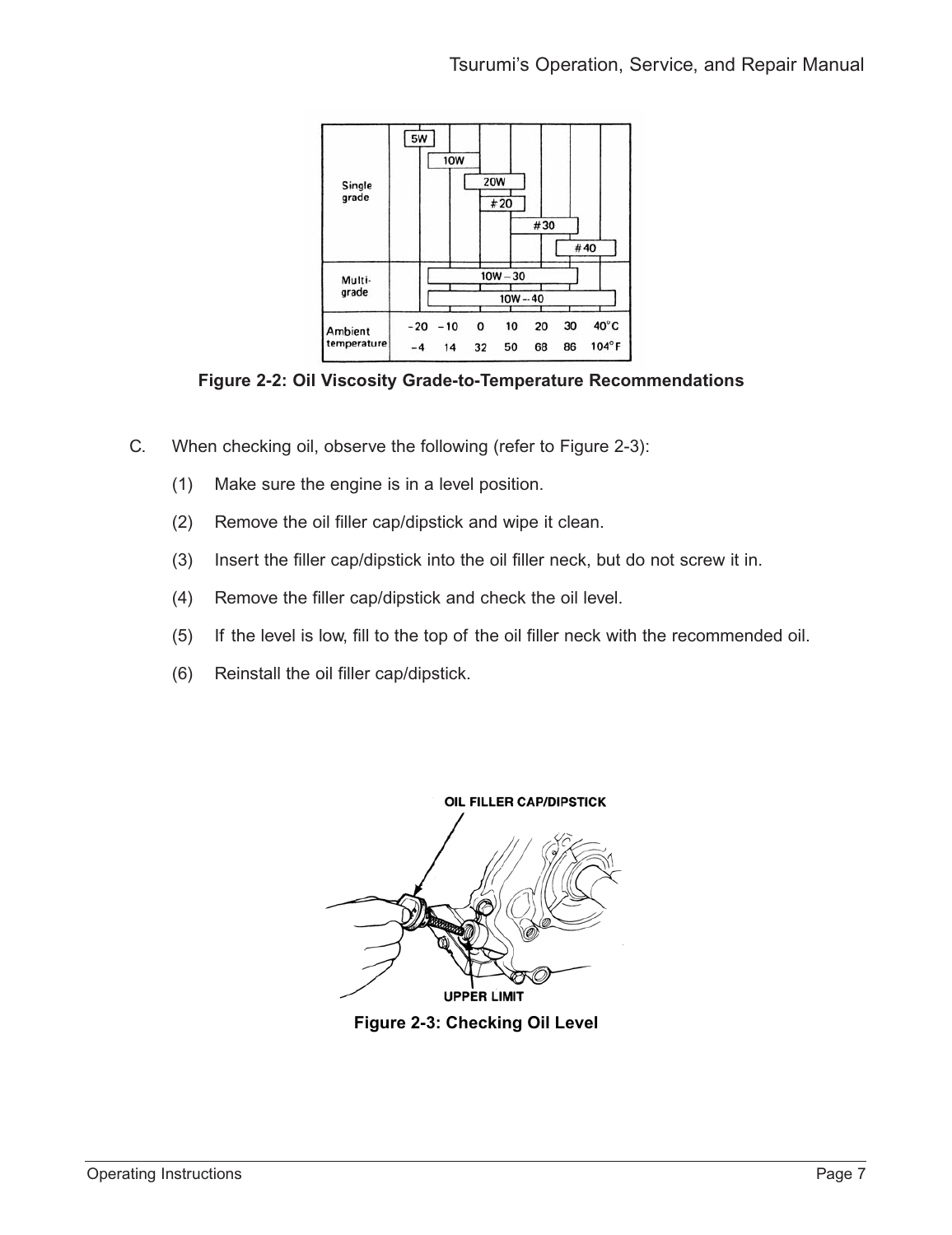Figure 2-2: Oil Viscosity Grade-to-Temperature Recommendations

C. When checking oil, observe the following (refer to Figure 2-3):

(1) Make sure the engine is in a level position.

(2) Remove the oil filler cap/dipstick and wipe it clean.

(3) Insert the filler cap/dipstick into the oil filler neck, but do not screw it in.

(4) Remove the filler cap/dipstick and check the oil level.

(5) If the level is low, fill to the top of the oil filler neck with the recommended oil.

(6) Reinstall the oil filler cap/dipstick.

Figure 2-3: Checking Oil Level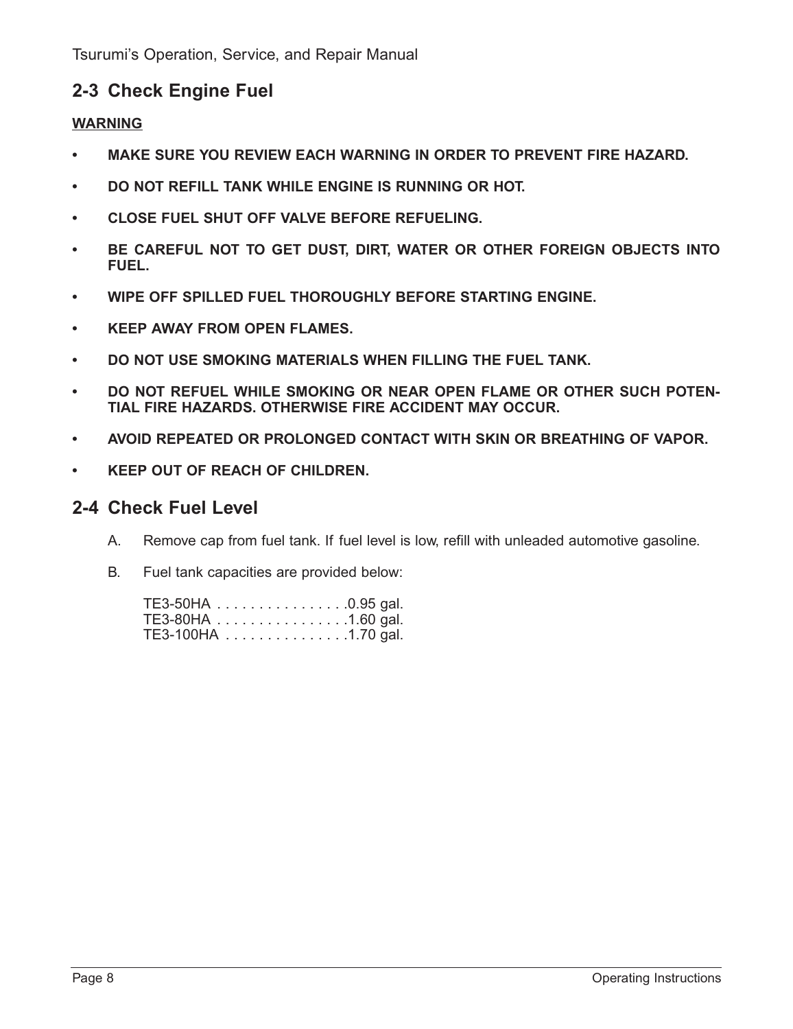## 2-3 Check Engine Fuel

**WARNING**

- **MAKE SURE YOU REVIEW EACH WARNING IN ORDER TO PREVENT FIRE HAZARD.**
- **DO NOT REFILL TANK WHILE ENGINE IS RUNNING OR HOT.**
- **CLOSE FUEL SHUT OFF VALVE BEFORE REFUELING.**
- **BE CAREFUL NOT TO GET DUST, DIRT, WATER OR OTHER FOREIGN OBJECTS INTO FUEL.**
- **WIPE OFF SPILLED FUEL THOROUGHLY BEFORE STARTING ENGINE.**
- **KEEP AWAY FROM OPEN FLAMES.**
- **DO NOT USE SMOKING MATERIALS WHEN FILLING THE FUEL TANK.**
- **DO NOT REFUEL WHILE SMOKING OR NEAR OPEN FLAME OR OTHER SUCH POTENTIAL FIRE HAZARDS. OTHERWISE FIRE ACCIDENT MAY OCCUR.**
- **AVOID REPEATED OR PROLONGED CONTACT WITH SKIN OR BREATHING OF VAPOR.**
- **KEEP OUT OF REACH OF CHILDREN.**

## 2-4 Check Fuel Level

A. Remove cap from fuel tank. If fuel level is low, refill with unleaded automotive gasoline.

B. Fuel tank capacities are provided below:

TE3-50HA . . . . . . . . . . . . . . . . .0.95 gal.
TE3-80HA . . . . . . . . . . . . . . . . .1.60 gal.
TE3-100HA . . . . . . . . . . . . . . . .1.70 gal.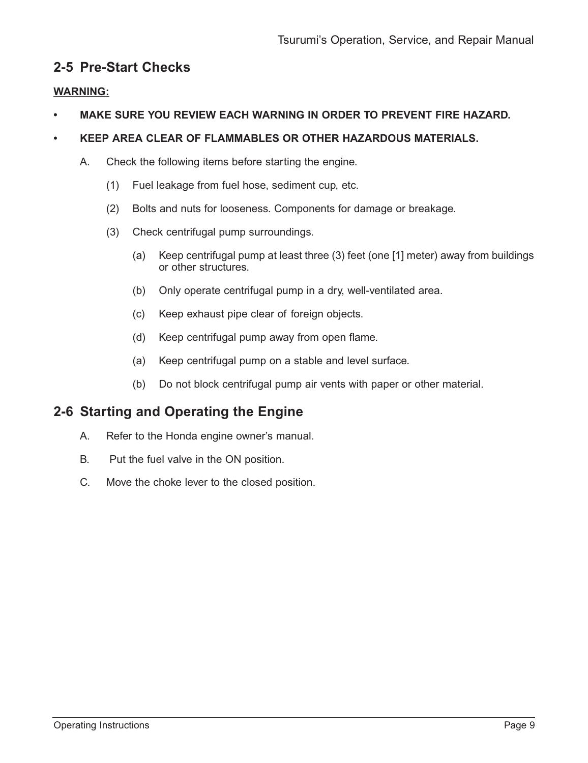## 2-5 Pre-Start Checks

**WARNING:**

- **MAKE SURE YOU REVIEW EACH WARNING IN ORDER TO PREVENT FIRE HAZARD.**
- **KEEP AREA CLEAR OF FLAMMABLES OR OTHER HAZARDOUS MATERIALS.**

A. Check the following items before starting the engine.

(1) Fuel leakage from fuel hose, sediment cup, etc.

(2) Bolts and nuts for looseness. Components for damage or breakage.

(3) Check centrifugal pump surroundings.

(a) Keep centrifugal pump at least three (3) feet (one [1] meter) away from buildings or other structures.

(b) Only operate centrifugal pump in a dry, well-ventilated area.

(c) Keep exhaust pipe clear of foreign objects.

(d) Keep centrifugal pump away from open flame.

(a) Keep centrifugal pump on a stable and level surface.

(b) Do not block centrifugal pump air vents with paper or other material.

## 2-6 Starting and Operating the Engine

A. Refer to the Honda engine owner's manual.

B. Put the fuel valve in the ON position.

C. Move the choke lever to the closed position.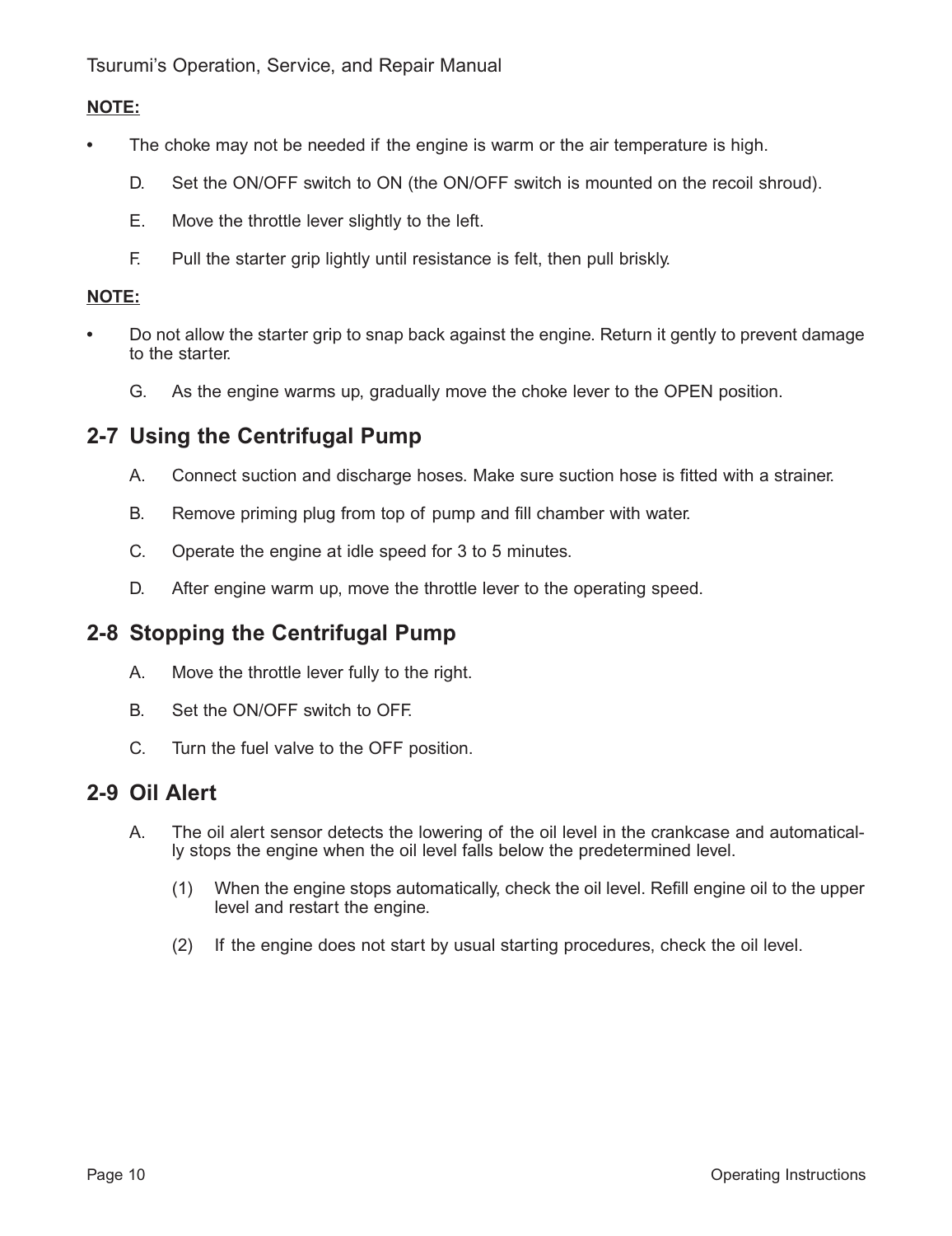**NOTE:**

- The choke may not be needed if the engine is warm or the air temperature is high.

  D. Set the ON/OFF switch to ON (the ON/OFF switch is mounted on the recoil shroud).

  E. Move the throttle lever slightly to the left.

  F. Pull the starter grip lightly until resistance is felt, then pull briskly.

**NOTE:**

- Do not allow the starter grip to snap back against the engine. Return it gently to prevent damage to the starter.

  G. As the engine warms up, gradually move the choke lever to the OPEN position.

## 2-7 Using the Centrifugal Pump

A. Connect suction and discharge hoses. Make sure suction hose is fitted with a strainer.

B. Remove priming plug from top of pump and fill chamber with water.

C. Operate the engine at idle speed for 3 to 5 minutes.

D. After engine warm up, move the throttle lever to the operating speed.

## 2-8 Stopping the Centrifugal Pump

A. Move the throttle lever fully to the right.

B. Set the ON/OFF switch to OFF.

C. Turn the fuel valve to the OFF position.

## 2-9 Oil Alert

A. The oil alert sensor detects the lowering of the oil level in the crankcase and automatically stops the engine when the oil level falls below the predetermined level.

   (1) When the engine stops automatically, check the oil level. Refill engine oil to the upper level and restart the engine.

   (2) If the engine does not start by usual starting procedures, check the oil level.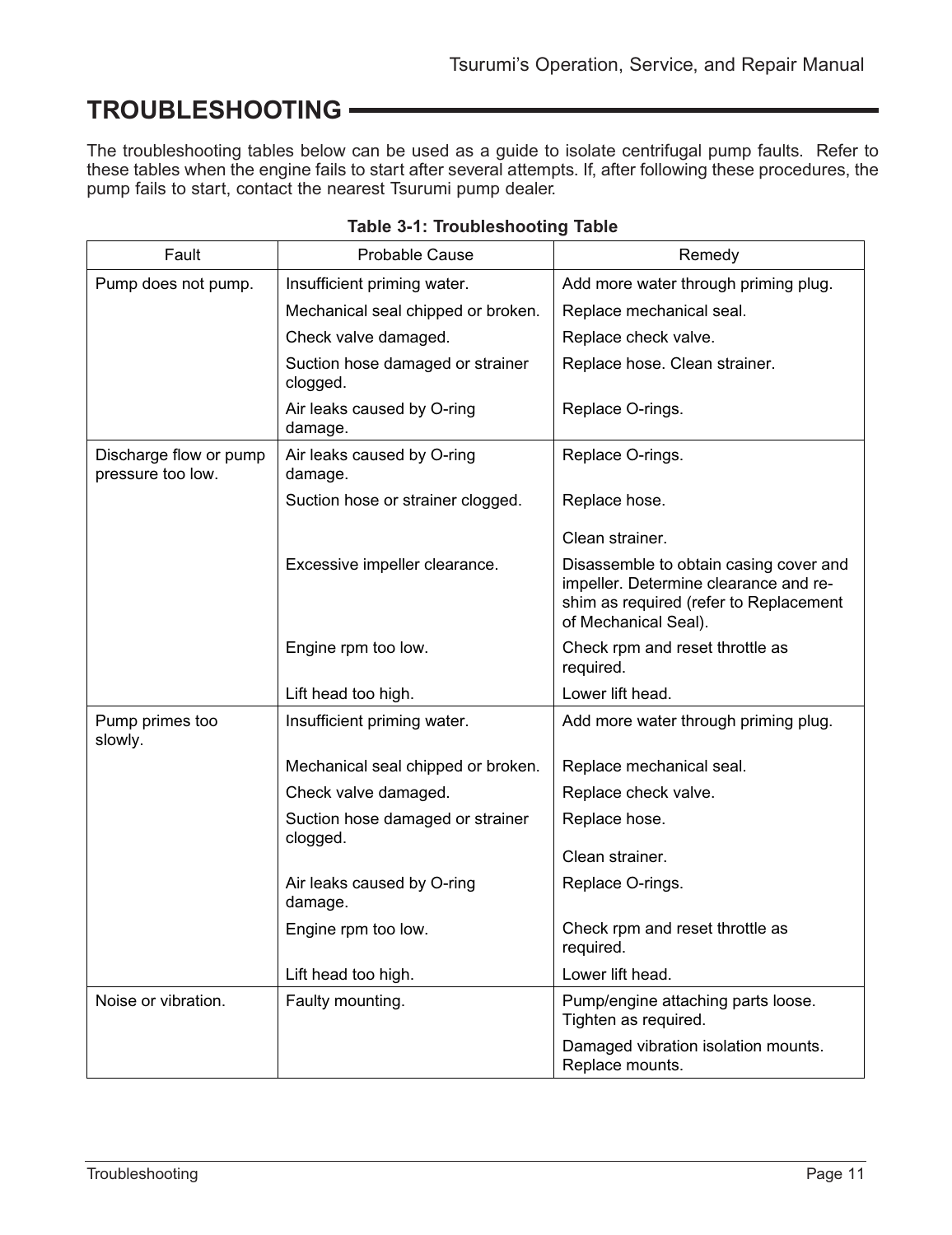# TROUBLESHOOTING

The troubleshooting tables below can be used as a guide to isolate centrifugal pump faults. Refer to these tables when the engine fails to start after several attempts. If, after following these procedures, the pump fails to start, contact the nearest Tsurumi pump dealer.

**Table 3-1: Troubleshooting Table**

| Fault | Probable Cause | Remedy |
|---|---|---|
| Pump does not pump. | Insufficient priming water. | Add more water through priming plug. |
| | Mechanical seal chipped or broken. | Replace mechanical seal. |
| | Check valve damaged. | Replace check valve. |
| | Suction hose damaged or strainer clogged. | Replace hose. Clean strainer. |
| | Air leaks caused by O-ring damage. | Replace O-rings. |
| Discharge flow or pump pressure too low. | Air leaks caused by O-ring damage. | Replace O-rings. |
| | Suction hose or strainer clogged. | Replace hose.<br>Clean strainer. |
| | Excessive impeller clearance. | Disassemble to obtain casing cover and impeller. Determine clearance and re-shim as required (refer to Replacement of Mechanical Seal). |
| | Engine rpm too low. | Check rpm and reset throttle as required. |
| | Lift head too high. | Lower lift head. |
| Pump primes too slowly. | Insufficient priming water. | Add more water through priming plug. |
| | Mechanical seal chipped or broken. | Replace mechanical seal. |
| | Check valve damaged. | Replace check valve. |
| | Suction hose damaged or strainer clogged. | Replace hose.<br>Clean strainer. |
| | Air leaks caused by O-ring damage. | Replace O-rings. |
| | Engine rpm too low. | Check rpm and reset throttle as required. |
| | Lift head too high. | Lower lift head. |
| Noise or vibration. | Faulty mounting. | Pump/engine attaching parts loose. Tighten as required.<br>Damaged vibration isolation mounts. Replace mounts. |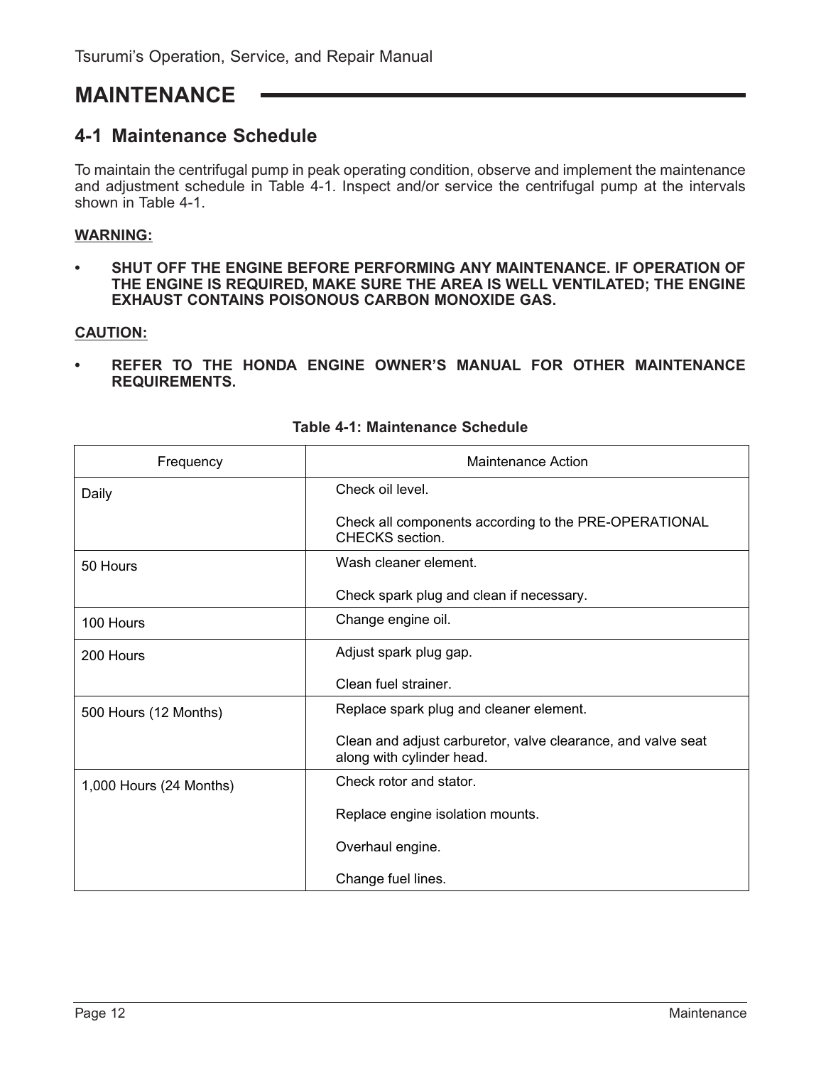# MAINTENANCE

## 4-1 Maintenance Schedule

To maintain the centrifugal pump in peak operating condition, observe and implement the maintenance and adjustment schedule in Table 4-1. Inspect and/or service the centrifugal pump at the intervals shown in Table 4-1.

**WARNING:**

- **SHUT OFF THE ENGINE BEFORE PERFORMING ANY MAINTENANCE. IF OPERATION OF THE ENGINE IS REQUIRED, MAKE SURE THE AREA IS WELL VENTILATED; THE ENGINE EXHAUST CONTAINS POISONOUS CARBON MONOXIDE GAS.**

**CAUTION:**

- **REFER TO THE HONDA ENGINE OWNER'S MANUAL FOR OTHER MAINTENANCE REQUIREMENTS.**

**Table 4-1: Maintenance Schedule**

| Frequency | Maintenance Action |
|---|---|
| Daily | Check oil level.<br><br>Check all components according to the PRE-OPERATIONAL CHECKS section. |
| 50 Hours | Wash cleaner element.<br><br>Check spark plug and clean if necessary. |
| 100 Hours | Change engine oil. |
| 200 Hours | Adjust spark plug gap.<br><br>Clean fuel strainer. |
| 500 Hours (12 Months) | Replace spark plug and cleaner element.<br><br>Clean and adjust carburetor, valve clearance, and valve seat along with cylinder head. |
| 1,000 Hours (24 Months) | Check rotor and stator.<br><br>Replace engine isolation mounts.<br><br>Overhaul engine.<br><br>Change fuel lines. |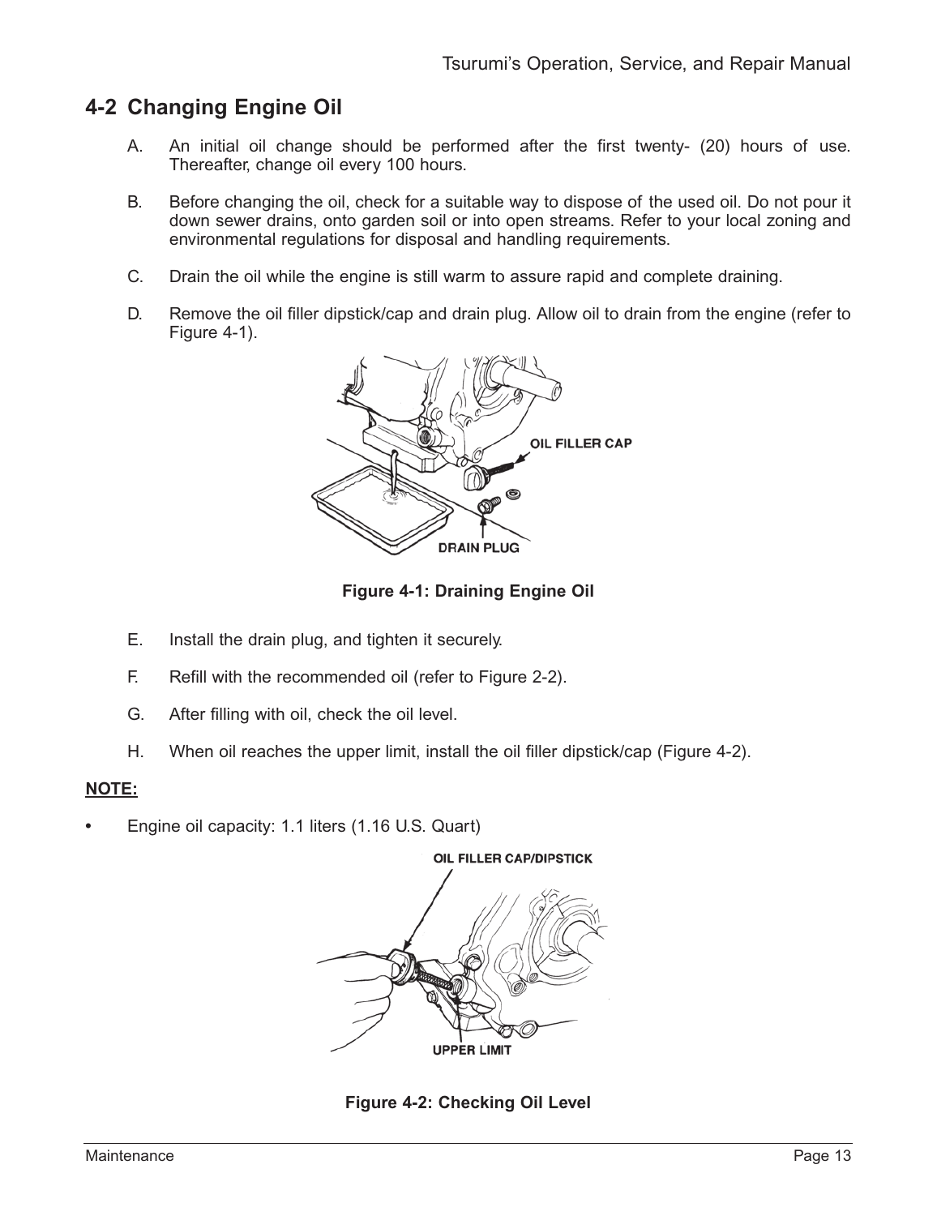## 4-2 Changing Engine Oil

A. An initial oil change should be performed after the first twenty- (20) hours of use. Thereafter, change oil every 100 hours.

B. Before changing the oil, check for a suitable way to dispose of the used oil. Do not pour it down sewer drains, onto garden soil or into open streams. Refer to your local zoning and environmental regulations for disposal and handling requirements.

C. Drain the oil while the engine is still warm to assure rapid and complete draining.

D. Remove the oil filler dipstick/cap and drain plug. Allow oil to drain from the engine (refer to Figure 4-1).

OIL FILLER CAP

DRAIN PLUG

**Figure 4-1: Draining Engine Oil**

E. Install the drain plug, and tighten it securely.

F. Refill with the recommended oil (refer to Figure 2-2).

G. After filling with oil, check the oil level.

H. When oil reaches the upper limit, install the oil filler dipstick/cap (Figure 4-2).

**NOTE:**

- Engine oil capacity: 1.1 liters (1.16 U.S. Quart)

OIL FILLER CAP/DIPSTICK

UPPER LIMIT

**Figure 4-2: Checking Oil Level**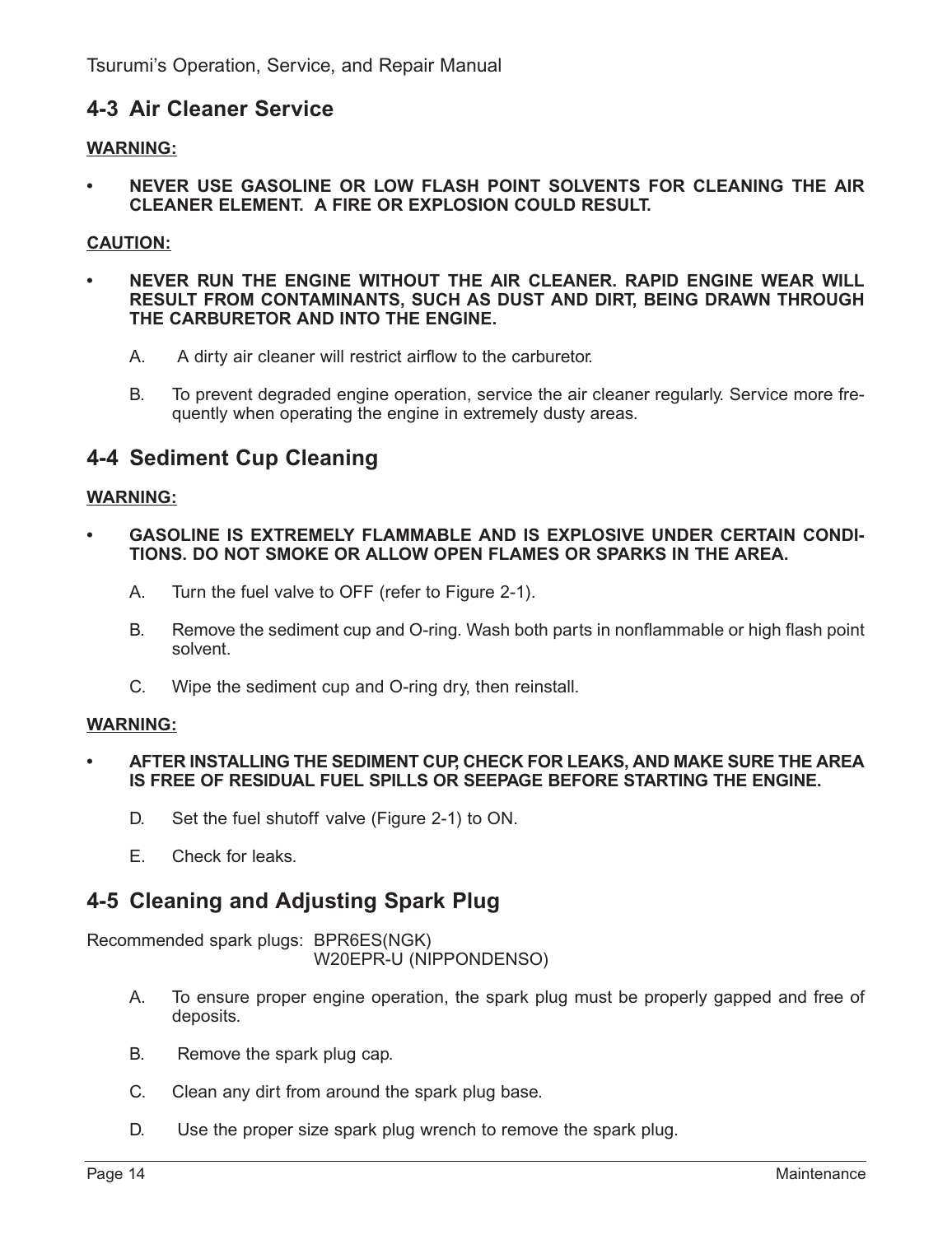## 4-3 Air Cleaner Service

**WARNING:**

- **NEVER USE GASOLINE OR LOW FLASH POINT SOLVENTS FOR CLEANING THE AIR CLEANER ELEMENT. A FIRE OR EXPLOSION COULD RESULT.**

**CAUTION:**

- **NEVER RUN THE ENGINE WITHOUT THE AIR CLEANER. RAPID ENGINE WEAR WILL RESULT FROM CONTAMINANTS, SUCH AS DUST AND DIRT, BEING DRAWN THROUGH THE CARBURETOR AND INTO THE ENGINE.**

A. A dirty air cleaner will restrict airflow to the carburetor.

B. To prevent degraded engine operation, service the air cleaner regularly. Service more frequently when operating the engine in extremely dusty areas.

## 4-4 Sediment Cup Cleaning

**WARNING:**

- **GASOLINE IS EXTREMELY FLAMMABLE AND IS EXPLOSIVE UNDER CERTAIN CONDITIONS. DO NOT SMOKE OR ALLOW OPEN FLAMES OR SPARKS IN THE AREA.**

A. Turn the fuel valve to OFF (refer to Figure 2-1).

B. Remove the sediment cup and O-ring. Wash both parts in nonflammable or high flash point solvent.

C. Wipe the sediment cup and O-ring dry, then reinstall.

**WARNING:**

- **AFTER INSTALLING THE SEDIMENT CUP, CHECK FOR LEAKS, AND MAKE SURE THE AREA IS FREE OF RESIDUAL FUEL SPILLS OR SEEPAGE BEFORE STARTING THE ENGINE.**

D. Set the fuel shutoff valve (Figure 2-1) to ON.

E. Check for leaks.

## 4-5 Cleaning and Adjusting Spark Plug

Recommended spark plugs: BPR6ES(NGK)
W20EPR-U (NIPPONDENSO)

A. To ensure proper engine operation, the spark plug must be properly gapped and free of deposits.

B. Remove the spark plug cap.

C. Clean any dirt from around the spark plug base.

D. Use the proper size spark plug wrench to remove the spark plug.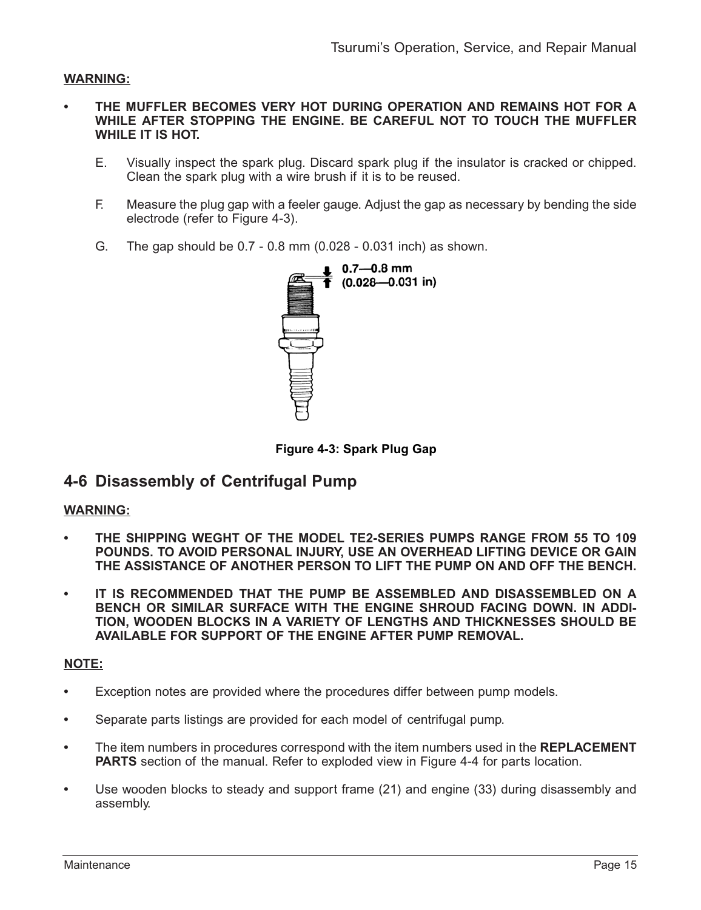**WARNING:**

- **THE MUFFLER BECOMES VERY HOT DURING OPERATION AND REMAINS HOT FOR A WHILE AFTER STOPPING THE ENGINE. BE CAREFUL NOT TO TOUCH THE MUFFLER WHILE IT IS HOT.**

E. Visually inspect the spark plug. Discard spark plug if the insulator is cracked or chipped. Clean the spark plug with a wire brush if it is to be reused.

F. Measure the plug gap with a feeler gauge. Adjust the gap as necessary by bending the side electrode (refer to Figure 4-3).

G. The gap should be 0.7 - 0.8 mm (0.028 - 0.031 inch) as shown.

0.7—0.8 mm
(0.028—0.031 in)

**Figure 4-3: Spark Plug Gap**

## 4-6 Disassembly of Centrifugal Pump

**WARNING:**

- **THE SHIPPING WEGHT OF THE MODEL TE2-SERIES PUMPS RANGE FROM 55 TO 109 POUNDS. TO AVOID PERSONAL INJURY, USE AN OVERHEAD LIFTING DEVICE OR GAIN THE ASSISTANCE OF ANOTHER PERSON TO LIFT THE PUMP ON AND OFF THE BENCH.**
- **IT IS RECOMMENDED THAT THE PUMP BE ASSEMBLED AND DISASSEMBLED ON A BENCH OR SIMILAR SURFACE WITH THE ENGINE SHROUD FACING DOWN. IN ADDITION, WOODEN BLOCKS IN A VARIETY OF LENGTHS AND THICKNESSES SHOULD BE AVAILABLE FOR SUPPORT OF THE ENGINE AFTER PUMP REMOVAL.**

**NOTE:**

- Exception notes are provided where the procedures differ between pump models.
- Separate parts listings are provided for each model of centrifugal pump.
- The item numbers in procedures correspond with the item numbers used in the **REPLACEMENT PARTS** section of the manual. Refer to exploded view in Figure 4-4 for parts location.
- Use wooden blocks to steady and support frame (21) and engine (33) during disassembly and assembly.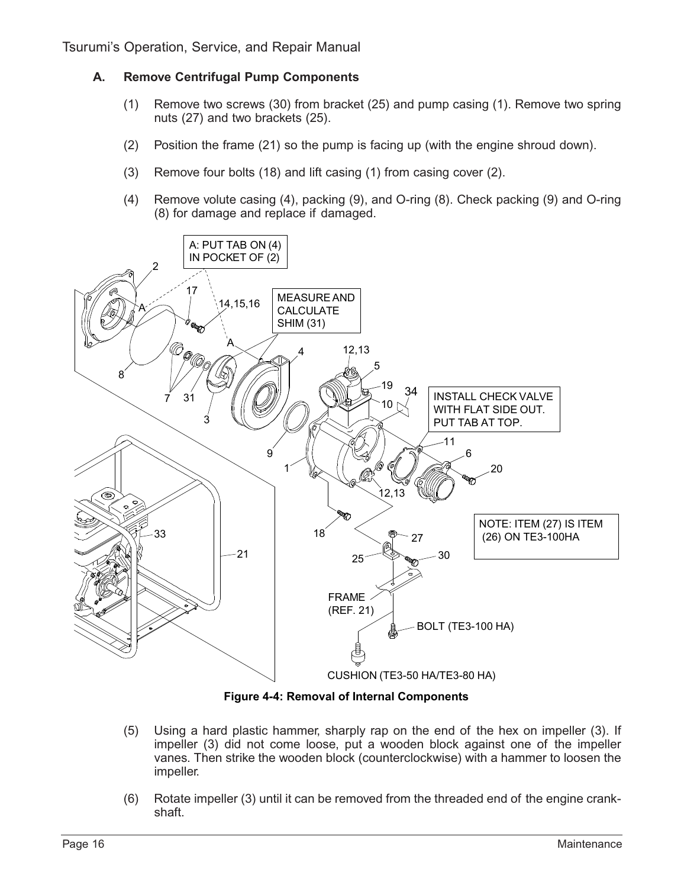### A. Remove Centrifugal Pump Components

(1) Remove two screws (30) from bracket (25) and pump casing (1). Remove two spring nuts (27) and two brackets (25).

(2) Position the frame (21) so the pump is facing up (with the engine shroud down).

(3) Remove four bolts (18) and lift casing (1) from casing cover (2).

(4) Remove volute casing (4), packing (9), and O-ring (8). Check packing (9) and O-ring (8) for damage and replace if damaged.

**Figure 4-4: Removal of Internal Components**

(5) Using a hard plastic hammer, sharply rap on the end of the hex on impeller (3). If impeller (3) did not come loose, put a wooden block against one of the impeller vanes. Then strike the wooden block (counterclockwise) with a hammer to loosen the impeller.

(6) Rotate impeller (3) until it can be removed from the threaded end of the engine crankshaft.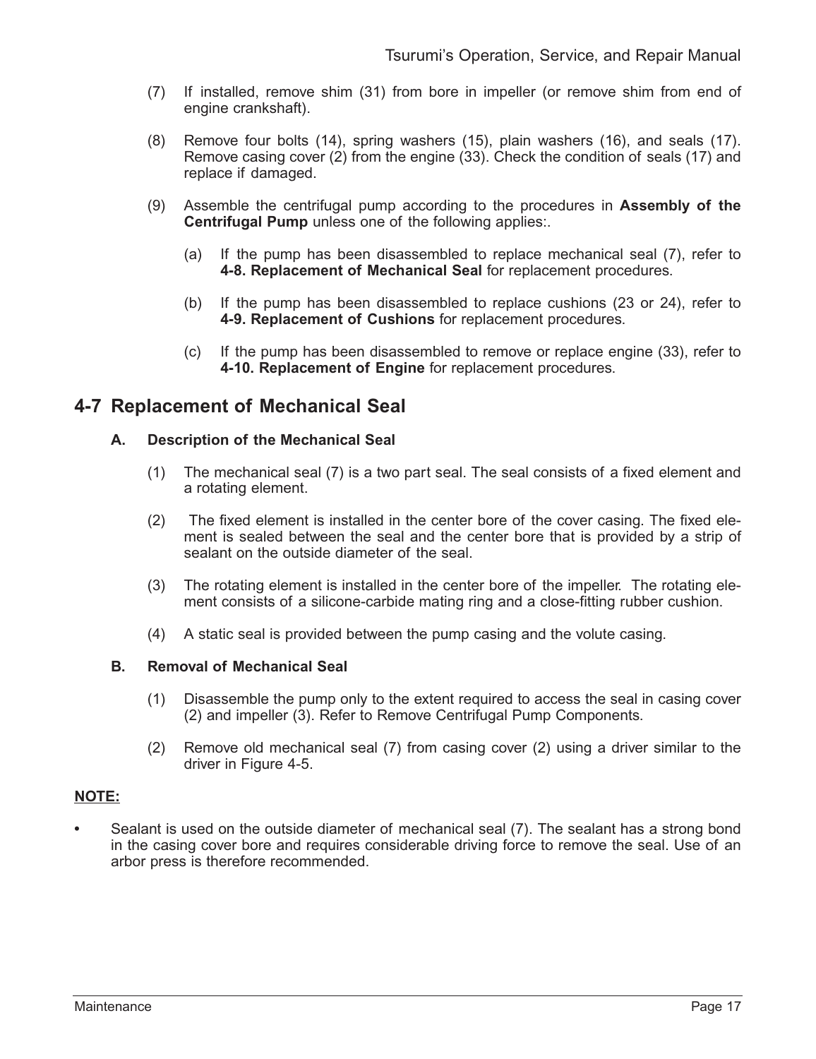(7) If installed, remove shim (31) from bore in impeller (or remove shim from end of engine crankshaft).

(8) Remove four bolts (14), spring washers (15), plain washers (16), and seals (17). Remove casing cover (2) from the engine (33). Check the condition of seals (17) and replace if damaged.

(9) Assemble the centrifugal pump according to the procedures in **Assembly of the Centrifugal Pump** unless one of the following applies:.

(a) If the pump has been disassembled to replace mechanical seal (7), refer to **4-8. Replacement of Mechanical Seal** for replacement procedures.

(b) If the pump has been disassembled to replace cushions (23 or 24), refer to **4-9. Replacement of Cushions** for replacement procedures.

(c) If the pump has been disassembled to remove or replace engine (33), refer to **4-10. Replacement of Engine** for replacement procedures.

## 4-7 Replacement of Mechanical Seal

### A. Description of the Mechanical Seal

(1) The mechanical seal (7) is a two part seal. The seal consists of a fixed element and a rotating element.

(2) The fixed element is installed in the center bore of the cover casing. The fixed element is sealed between the seal and the center bore that is provided by a strip of sealant on the outside diameter of the seal.

(3) The rotating element is installed in the center bore of the impeller. The rotating element consists of a silicone-carbide mating ring and a close-fitting rubber cushion.

(4) A static seal is provided between the pump casing and the volute casing.

### B. Removal of Mechanical Seal

(1) Disassemble the pump only to the extent required to access the seal in casing cover (2) and impeller (3). Refer to Remove Centrifugal Pump Components.

(2) Remove old mechanical seal (7) from casing cover (2) using a driver similar to the driver in Figure 4-5.

**NOTE:**

- Sealant is used on the outside diameter of mechanical seal (7). The sealant has a strong bond in the casing cover bore and requires considerable driving force to remove the seal. Use of an arbor press is therefore recommended.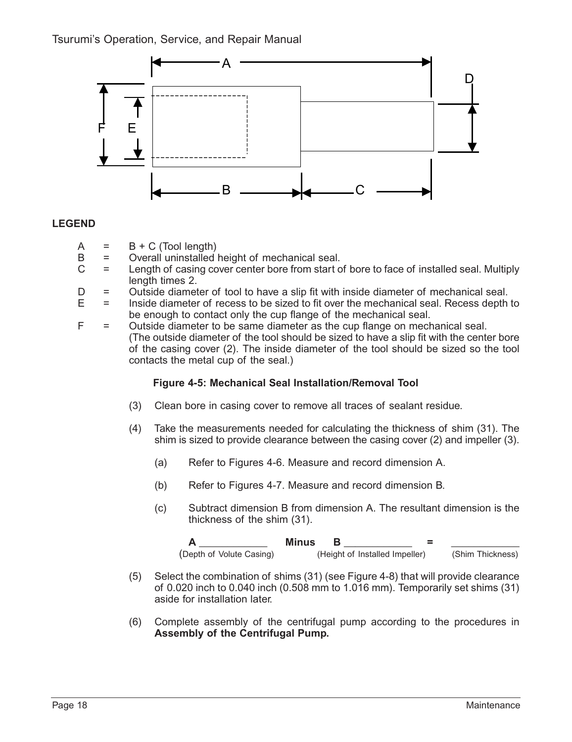**LEGEND**

A = B + C (Tool length)

B = Overall uninstalled height of mechanical seal.

C = Length of casing cover center bore from start of bore to face of installed seal. Multiply length times 2.

D = Outside diameter of tool to have a slip fit with inside diameter of mechanical seal.

E = Inside diameter of recess to be sized to fit over the mechanical seal. Recess depth to be enough to contact only the cup flange of the mechanical seal.

F = Outside diameter to be same diameter as the cup flange on mechanical seal. (The outside diameter of the tool should be sized to have a slip fit with the center bore of the casing cover (2). The inside diameter of the tool should be sized so the tool contacts the metal cup of the seal.)

**Figure 4-5: Mechanical Seal Installation/Removal Tool**

(3) Clean bore in casing cover to remove all traces of sealant residue.

(4) Take the measurements needed for calculating the thickness of shim (31). The shim is sized to provide clearance between the casing cover (2) and impeller (3).

(a) Refer to Figures 4-6. Measure and record dimension A.

(b) Refer to Figures 4-7. Measure and record dimension B.

(c) Subtract dimension B from dimension A. The resultant dimension is the thickness of the shim (31).

| **A** ____________ | **Minus** | **B** ____________ | **=** | ____________ |
|---|---|---|---|---|
| (Depth of Volute Casing) | | (Height of Installed Impeller) | | (Shim Thickness) |

(5) Select the combination of shims (31) (see Figure 4-8) that will provide clearance of 0.020 inch to 0.040 inch (0.508 mm to 1.016 mm). Temporarily set shims (31) aside for installation later.

(6) Complete assembly of the centrifugal pump according to the procedures in **Assembly of the Centrifugal Pump.**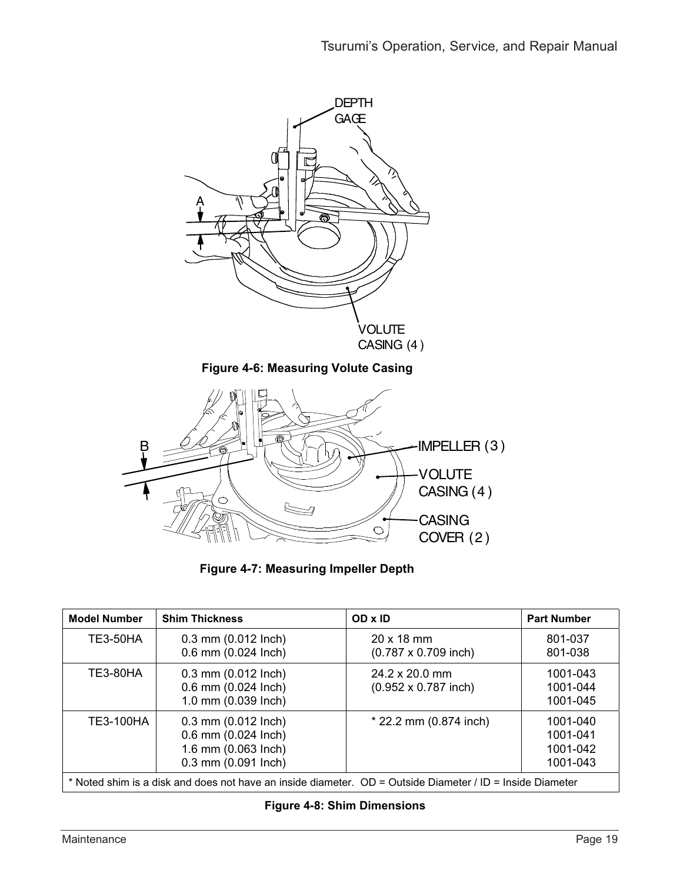Figure 4-6: Measuring Volute Casing

Figure 4-7: Measuring Impeller Depth

| Model Number | Shim Thickness | OD x ID | Part Number |
|---|---|---|---|
| TE3-50HA | 0.3 mm (0.012 Inch)<br>0.6 mm (0.024 Inch) | 20 x 18 mm<br>(0.787 x 0.709 inch) | 801-037<br>801-038 |
| TE3-80HA | 0.3 mm (0.012 Inch)<br>0.6 mm (0.024 Inch)<br>1.0 mm (0.039 Inch) | 24.2 x 20.0 mm<br>(0.952 x 0.787 inch) | 1001-043<br>1001-044<br>1001-045 |
| TE3-100HA | 0.3 mm (0.012 Inch)<br>0.6 mm (0.024 Inch)<br>1.6 mm (0.063 Inch)<br>0.3 mm (0.091 Inch) | * 22.2 mm (0.874 inch) | 1001-040<br>1001-041<br>1001-042<br>1001-043 |

* Noted shim is a disk and does not have an inside diameter. OD = Outside Diameter / ID = Inside Diameter

Figure 4-8: Shim Dimensions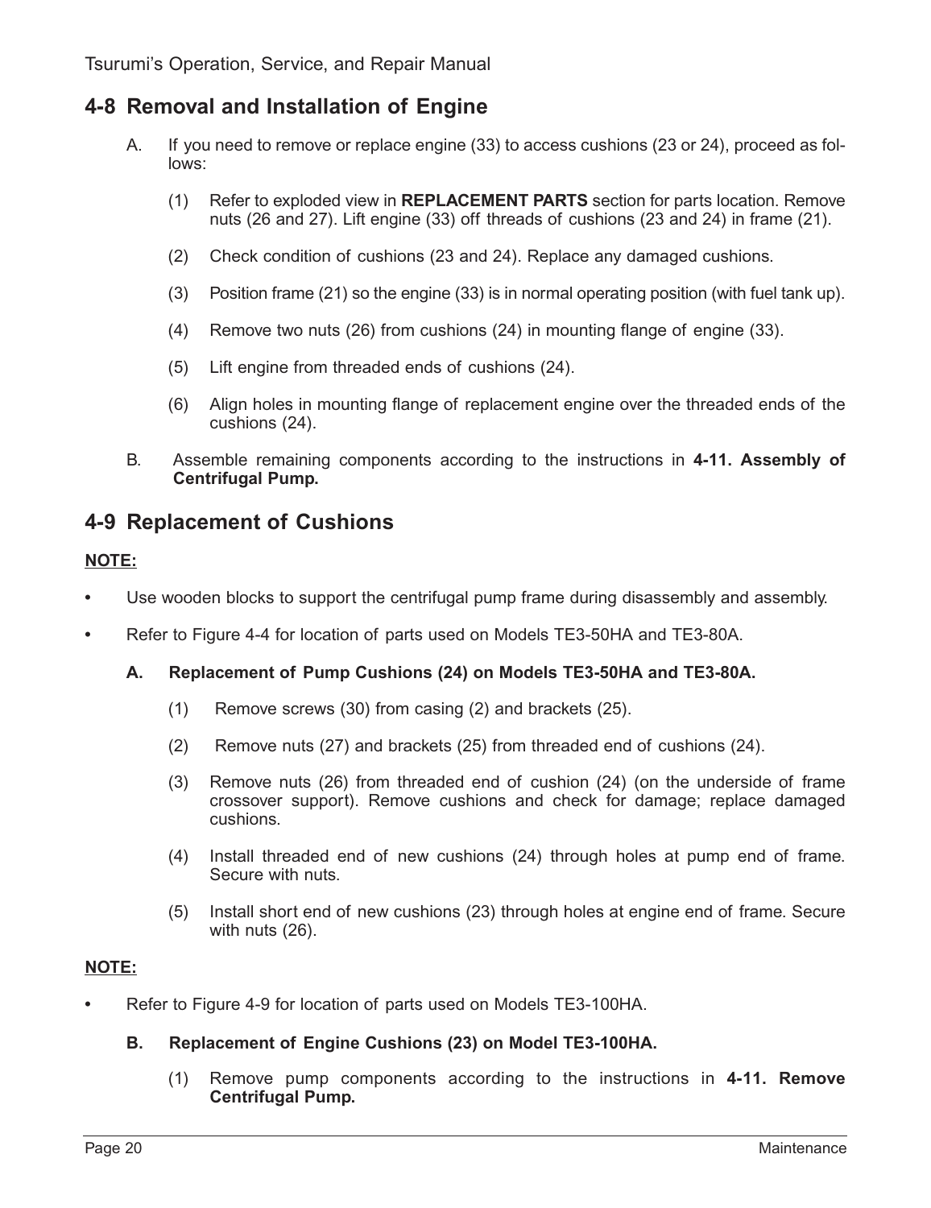## 4-8 Removal and Installation of Engine

A. If you need to remove or replace engine (33) to access cushions (23 or 24), proceed as follows:

   (1) Refer to exploded view in **REPLACEMENT PARTS** section for parts location. Remove nuts (26 and 27). Lift engine (33) off threads of cushions (23 and 24) in frame (21).

   (2) Check condition of cushions (23 and 24). Replace any damaged cushions.

   (3) Position frame (21) so the engine (33) is in normal operating position (with fuel tank up).

   (4) Remove two nuts (26) from cushions (24) in mounting flange of engine (33).

   (5) Lift engine from threaded ends of cushions (24).

   (6) Align holes in mounting flange of replacement engine over the threaded ends of the cushions (24).

B. Assemble remaining components according to the instructions in **4-11. Assembly of Centrifugal Pump.**

## 4-9 Replacement of Cushions

**NOTE:**

- Use wooden blocks to support the centrifugal pump frame during disassembly and assembly.
- Refer to Figure 4-4 for location of parts used on Models TE3-50HA and TE3-80A.

### A. Replacement of Pump Cushions (24) on Models TE3-50HA and TE3-80A.

(1) Remove screws (30) from casing (2) and brackets (25).

(2) Remove nuts (27) and brackets (25) from threaded end of cushions (24).

(3) Remove nuts (26) from threaded end of cushion (24) (on the underside of frame crossover support). Remove cushions and check for damage; replace damaged cushions.

(4) Install threaded end of new cushions (24) through holes at pump end of frame. Secure with nuts.

(5) Install short end of new cushions (23) through holes at engine end of frame. Secure with nuts (26).

**NOTE:**

- Refer to Figure 4-9 for location of parts used on Models TE3-100HA.

### B. Replacement of Engine Cushions (23) on Model TE3-100HA.

(1) Remove pump components according to the instructions in **4-11. Remove Centrifugal Pump.**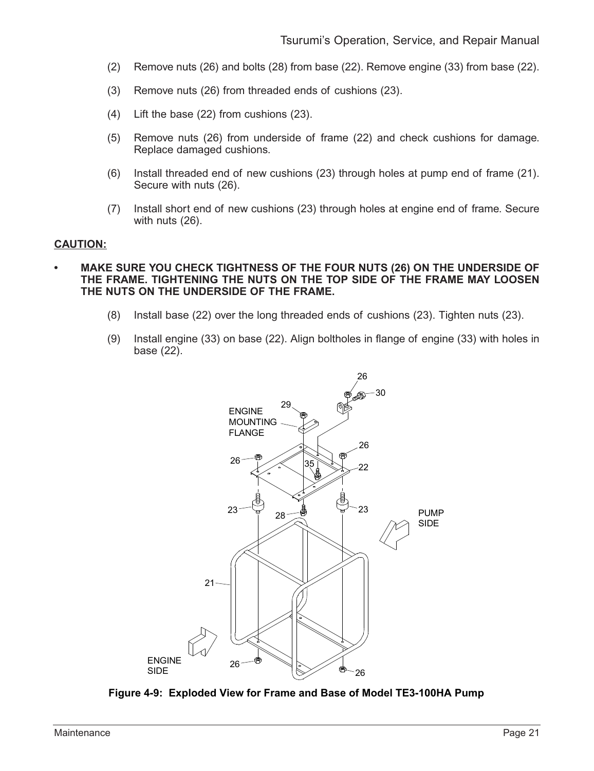(2) Remove nuts (26) and bolts (28) from base (22). Remove engine (33) from base (22).

(3) Remove nuts (26) from threaded ends of cushions (23).

(4) Lift the base (22) from cushions (23).

(5) Remove nuts (26) from underside of frame (22) and check cushions for damage. Replace damaged cushions.

(6) Install threaded end of new cushions (23) through holes at pump end of frame (21). Secure with nuts (26).

(7) Install short end of new cushions (23) through holes at engine end of frame. Secure with nuts (26).

**CAUTION:**

- **MAKE SURE YOU CHECK TIGHTNESS OF THE FOUR NUTS (26) ON THE UNDERSIDE OF THE FRAME. TIGHTENING THE NUTS ON THE TOP SIDE OF THE FRAME MAY LOOSEN THE NUTS ON THE UNDERSIDE OF THE FRAME.**

(8) Install base (22) over the long threaded ends of cushions (23). Tighten nuts (23).

(9) Install engine (33) on base (22). Align boltholes in flange of engine (33) with holes in base (22).

**Figure 4-9: Exploded View for Frame and Base of Model TE3-100HA Pump**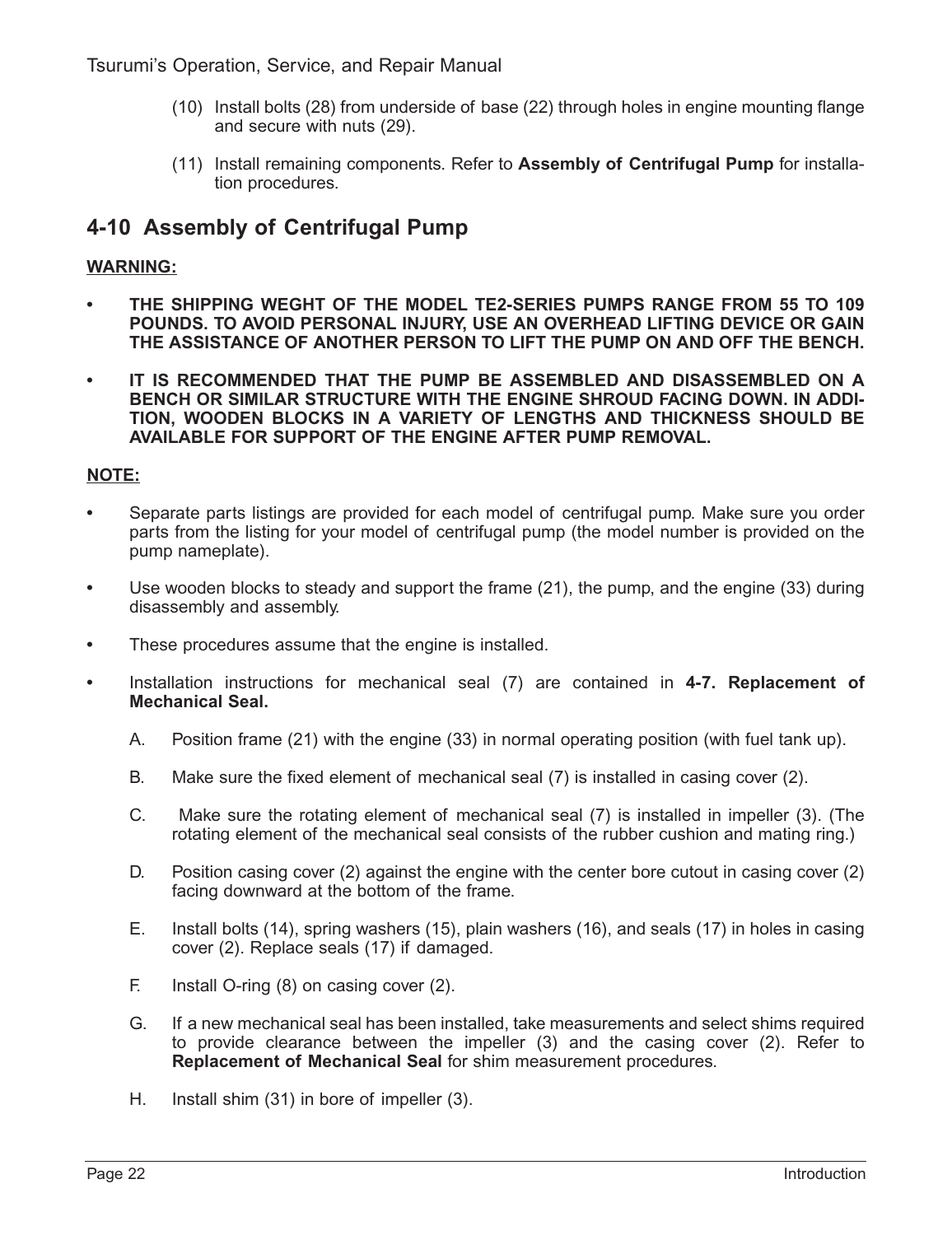(10) Install bolts (28) from underside of base (22) through holes in engine mounting flange and secure with nuts (29).

(11) Install remaining components. Refer to **Assembly of Centrifugal Pump** for installation procedures.

## 4-10 Assembly of Centrifugal Pump

**WARNING:**

- **THE SHIPPING WEGHT OF THE MODEL TE2-SERIES PUMPS RANGE FROM 55 TO 109 POUNDS. TO AVOID PERSONAL INJURY, USE AN OVERHEAD LIFTING DEVICE OR GAIN THE ASSISTANCE OF ANOTHER PERSON TO LIFT THE PUMP ON AND OFF THE BENCH.**
- **IT IS RECOMMENDED THAT THE PUMP BE ASSEMBLED AND DISASSEMBLED ON A BENCH OR SIMILAR STRUCTURE WITH THE ENGINE SHROUD FACING DOWN. IN ADDITION, WOODEN BLOCKS IN A VARIETY OF LENGTHS AND THICKNESS SHOULD BE AVAILABLE FOR SUPPORT OF THE ENGINE AFTER PUMP REMOVAL.**

**NOTE:**

- Separate parts listings are provided for each model of centrifugal pump. Make sure you order parts from the listing for your model of centrifugal pump (the model number is provided on the pump nameplate).
- Use wooden blocks to steady and support the frame (21), the pump, and the engine (33) during disassembly and assembly.
- These procedures assume that the engine is installed.
- Installation instructions for mechanical seal (7) are contained in **4-7. Replacement of Mechanical Seal.**

A. Position frame (21) with the engine (33) in normal operating position (with fuel tank up).

B. Make sure the fixed element of mechanical seal (7) is installed in casing cover (2).

C. Make sure the rotating element of mechanical seal (7) is installed in impeller (3). (The rotating element of the mechanical seal consists of the rubber cushion and mating ring.)

D. Position casing cover (2) against the engine with the center bore cutout in casing cover (2) facing downward at the bottom of the frame.

E. Install bolts (14), spring washers (15), plain washers (16), and seals (17) in holes in casing cover (2). Replace seals (17) if damaged.

F. Install O-ring (8) on casing cover (2).

G. If a new mechanical seal has been installed, take measurements and select shims required to provide clearance between the impeller (3) and the casing cover (2). Refer to **Replacement of Mechanical Seal** for shim measurement procedures.

H. Install shim (31) in bore of impeller (3).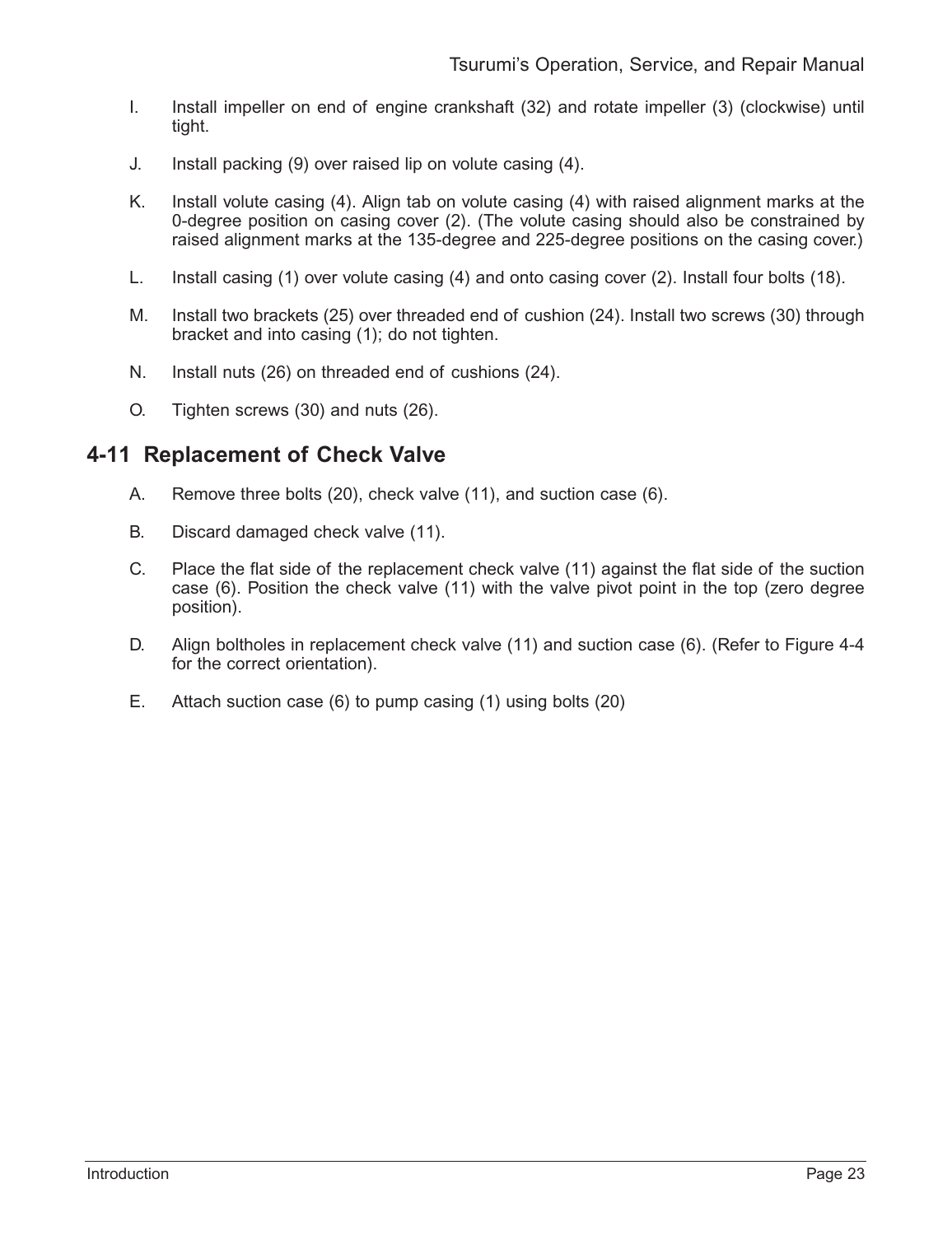I. Install impeller on end of engine crankshaft (32) and rotate impeller (3) (clockwise) until tight.

J. Install packing (9) over raised lip on volute casing (4).

K. Install volute casing (4). Align tab on volute casing (4) with raised alignment marks at the 0-degree position on casing cover (2). (The volute casing should also be constrained by raised alignment marks at the 135-degree and 225-degree positions on the casing cover.)

L. Install casing (1) over volute casing (4) and onto casing cover (2). Install four bolts (18).

M. Install two brackets (25) over threaded end of cushion (24). Install two screws (30) through bracket and into casing (1); do not tighten.

N. Install nuts (26) on threaded end of cushions (24).

O. Tighten screws (30) and nuts (26).

## 4-11 Replacement of Check Valve

A. Remove three bolts (20), check valve (11), and suction case (6).

B. Discard damaged check valve (11).

C. Place the flat side of the replacement check valve (11) against the flat side of the suction case (6). Position the check valve (11) with the valve pivot point in the top (zero degree position).

D. Align boltholes in replacement check valve (11) and suction case (6). (Refer to Figure 4-4 for the correct orientation).

E. Attach suction case (6) to pump casing (1) using bolts (20)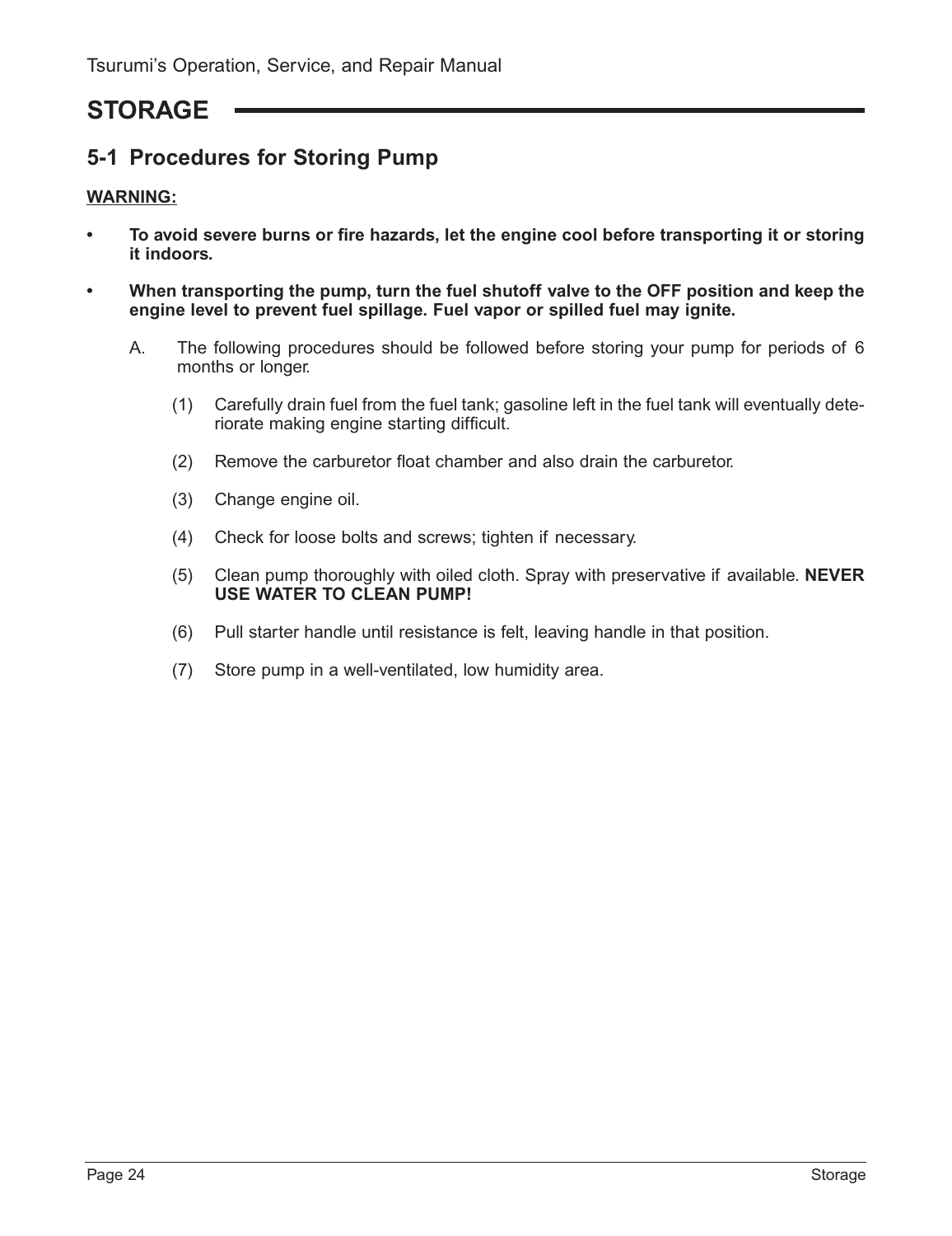# STORAGE

## 5-1 Procedures for Storing Pump

**WARNING:**

- **To avoid severe burns or fire hazards, let the engine cool before transporting it or storing it indoors.**
- **When transporting the pump, turn the fuel shutoff valve to the OFF position and keep the engine level to prevent fuel spillage. Fuel vapor or spilled fuel may ignite.**

A. The following procedures should be followed before storing your pump for periods of 6 months or longer.

(1) Carefully drain fuel from the fuel tank; gasoline left in the fuel tank will eventually deteriorate making engine starting difficult.

(2) Remove the carburetor float chamber and also drain the carburetor.

(3) Change engine oil.

(4) Check for loose bolts and screws; tighten if necessary.

(5) Clean pump thoroughly with oiled cloth. Spray with preservative if available. **NEVER USE WATER TO CLEAN PUMP!**

(6) Pull starter handle until resistance is felt, leaving handle in that position.

(7) Store pump in a well-ventilated, low humidity area.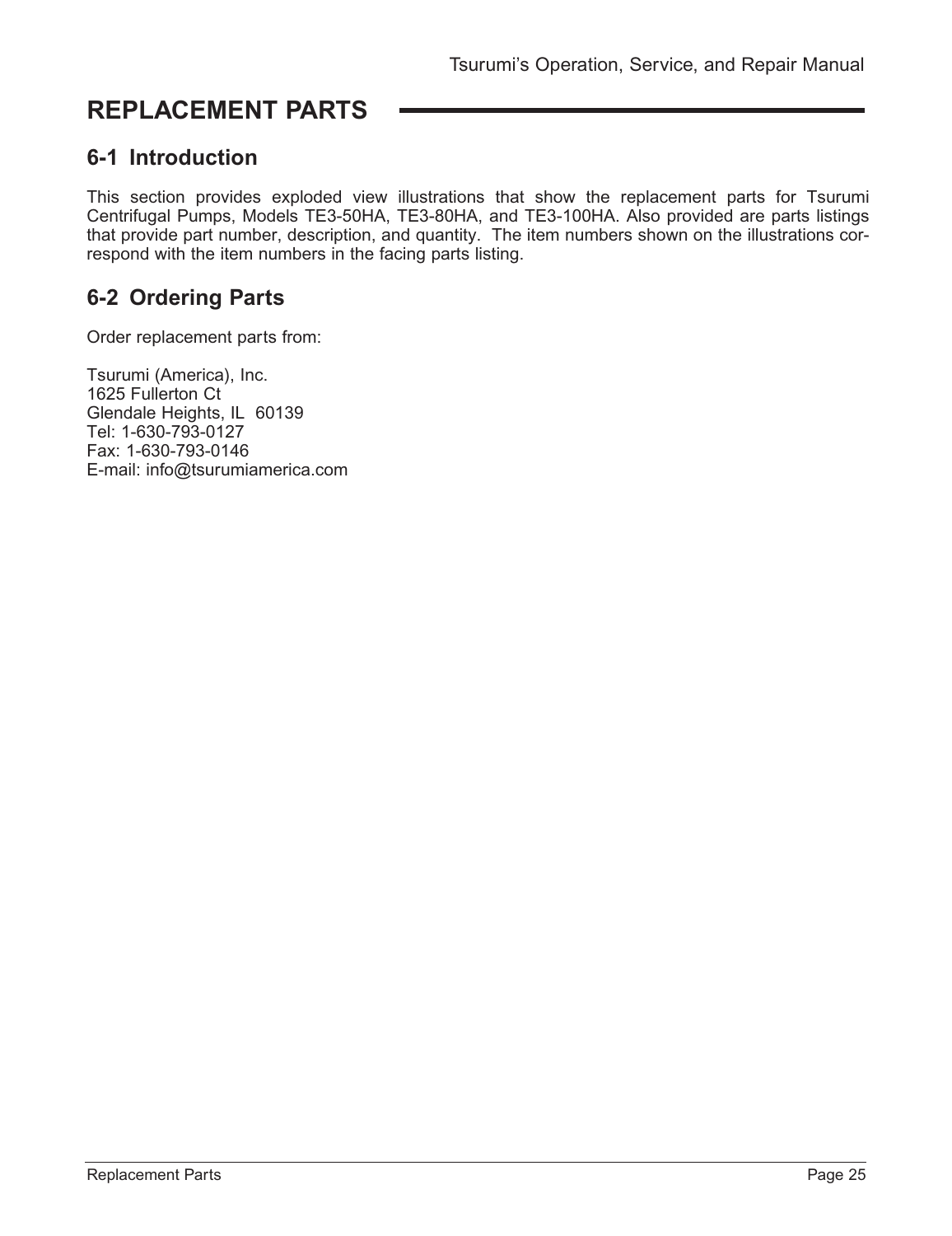# REPLACEMENT PARTS

## 6-1 Introduction

This section provides exploded view illustrations that show the replacement parts for Tsurumi Centrifugal Pumps, Models TE3-50HA, TE3-80HA, and TE3-100HA. Also provided are parts listings that provide part number, description, and quantity. The item numbers shown on the illustrations correspond with the item numbers in the facing parts listing.

## 6-2 Ordering Parts

Order replacement parts from:

Tsurumi (America), Inc.
1625 Fullerton Ct
Glendale Heights, IL 60139
Tel: 1-630-793-0127
Fax: 1-630-793-0146
E-mail: info@tsurumiamerica.com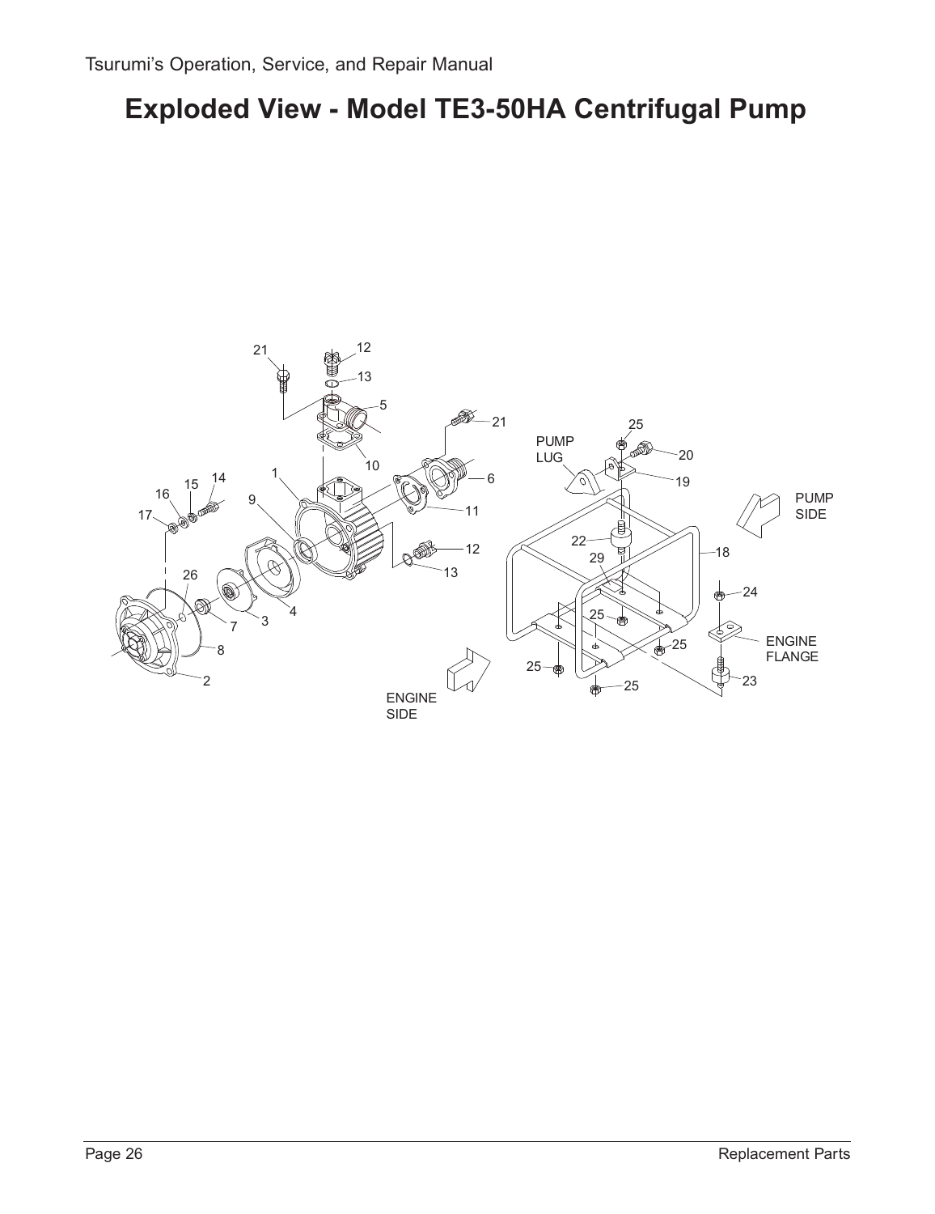# Exploded View - Model TE3-50HA Centrifugal Pump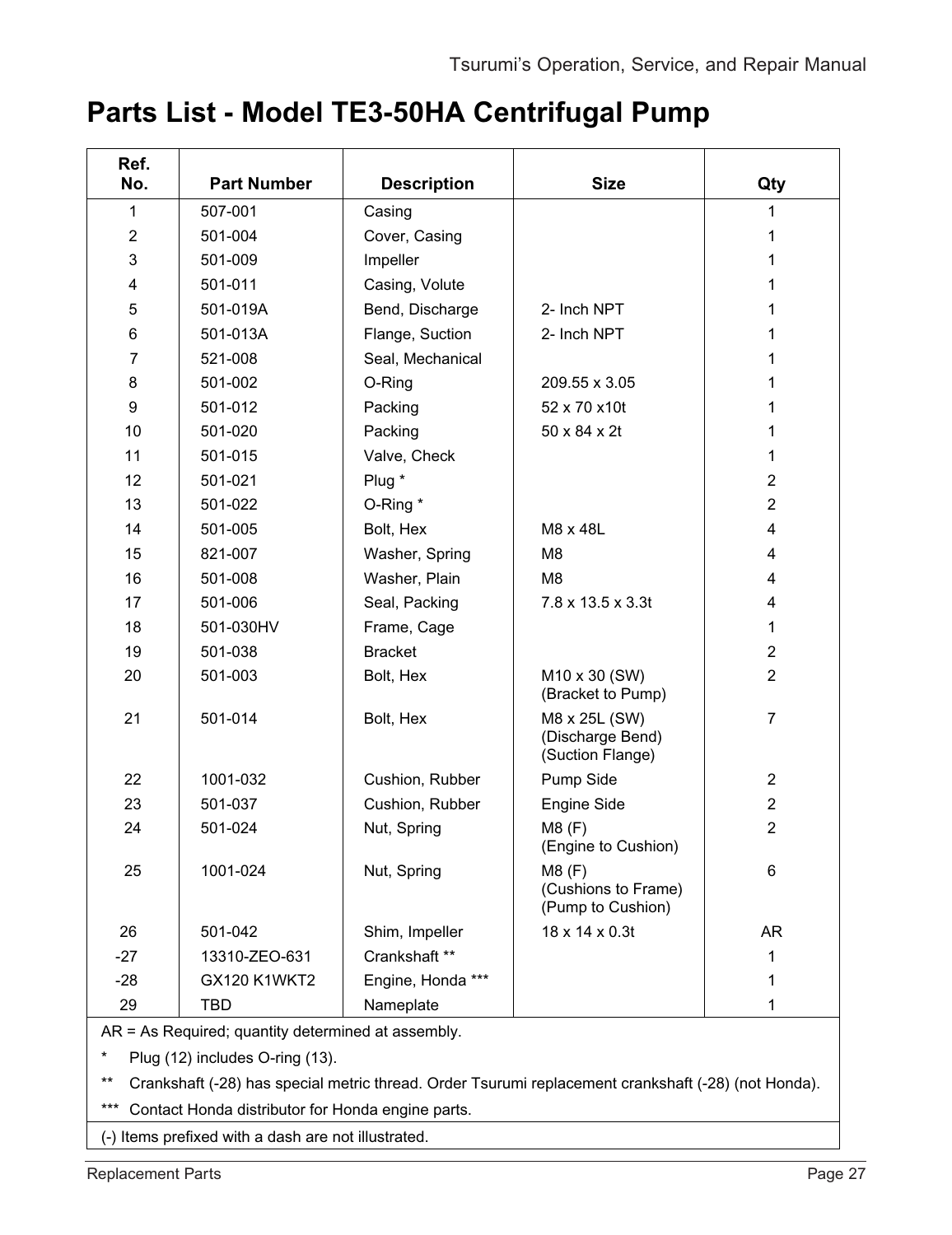# Parts List - Model TE3-50HA Centrifugal Pump

| Ref. No. | Part Number | Description | Size | Qty |
|---|---|---|---|---|
| 1 | 507-001 | Casing | | 1 |
| 2 | 501-004 | Cover, Casing | | 1 |
| 3 | 501-009 | Impeller | | 1 |
| 4 | 501-011 | Casing, Volute | | 1 |
| 5 | 501-019A | Bend, Discharge | 2- Inch NPT | 1 |
| 6 | 501-013A | Flange, Suction | 2- Inch NPT | 1 |
| 7 | 521-008 | Seal, Mechanical | | 1 |
| 8 | 501-002 | O-Ring | 209.55 x 3.05 | 1 |
| 9 | 501-012 | Packing | 52 x 70 x10t | 1 |
| 10 | 501-020 | Packing | 50 x 84 x 2t | 1 |
| 11 | 501-015 | Valve, Check | | 1 |
| 12 | 501-021 | Plug * | | 2 |
| 13 | 501-022 | O-Ring * | | 2 |
| 14 | 501-005 | Bolt, Hex | M8 x 48L | 4 |
| 15 | 821-007 | Washer, Spring | M8 | 4 |
| 16 | 501-008 | Washer, Plain | M8 | 4 |
| 17 | 501-006 | Seal, Packing | 7.8 x 13.5 x 3.3t | 4 |
| 18 | 501-030HV | Frame, Cage | | 1 |
| 19 | 501-038 | Bracket | | 2 |
| 20 | 501-003 | Bolt, Hex | M10 x 30 (SW) (Bracket to Pump) | 2 |
| 21 | 501-014 | Bolt, Hex | M8 x 25L (SW) (Discharge Bend) (Suction Flange) | 7 |
| 22 | 1001-032 | Cushion, Rubber | Pump Side | 2 |
| 23 | 501-037 | Cushion, Rubber | Engine Side | 2 |
| 24 | 501-024 | Nut, Spring | M8 (F) (Engine to Cushion) | 2 |
| 25 | 1001-024 | Nut, Spring | M8 (F) (Cushions to Frame) (Pump to Cushion) | 6 |
| 26 | 501-042 | Shim, Impeller | 18 x 14 x 0.3t | AR |
| -27 | 13310-ZEO-631 | Crankshaft ** | | 1 |
| -28 | GX120 K1WKT2 | Engine, Honda *** | | 1 |
| 29 | TBD | Nameplate | | 1 |

AR = As Required; quantity determined at assembly.

\* Plug (12) includes O-ring (13).

** Crankshaft (-28) has special metric thread. Order Tsurumi replacement crankshaft (-28) (not Honda).

*** Contact Honda distributor for Honda engine parts.

(-) Items prefixed with a dash are not illustrated.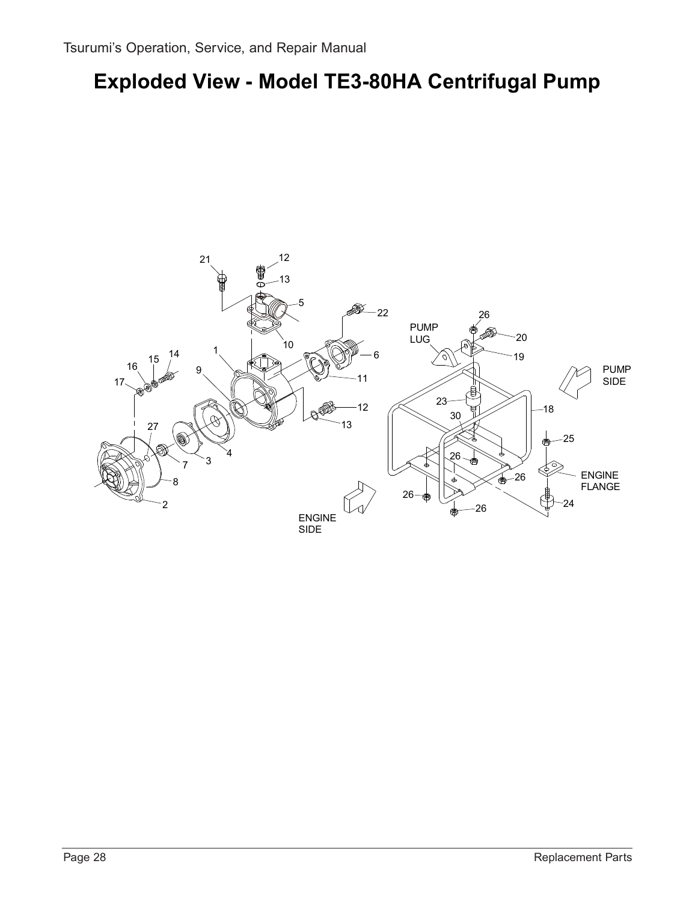# Exploded View - Model TE3-80HA Centrifugal Pump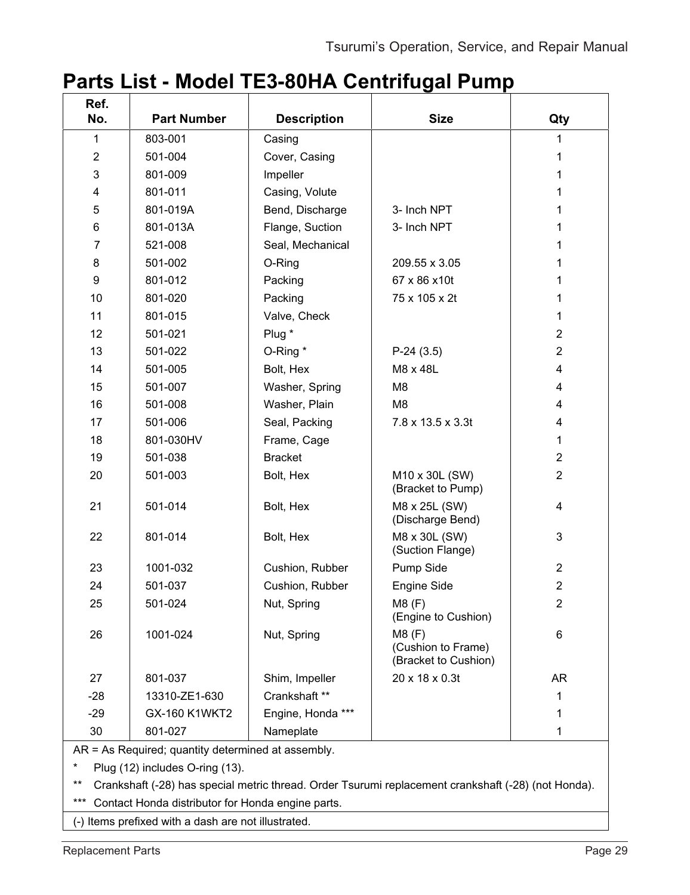# Parts List - Model TE3-80HA Centrifugal Pump

| Ref. No. | Part Number | Description | Size | Qty |
|---|---|---|---|---|
| 1 | 803-001 | Casing | | 1 |
| 2 | 501-004 | Cover, Casing | | 1 |
| 3 | 801-009 | Impeller | | 1 |
| 4 | 801-011 | Casing, Volute | | 1 |
| 5 | 801-019A | Bend, Discharge | 3- Inch NPT | 1 |
| 6 | 801-013A | Flange, Suction | 3- Inch NPT | 1 |
| 7 | 521-008 | Seal, Mechanical | | 1 |
| 8 | 501-002 | O-Ring | 209.55 x 3.05 | 1 |
| 9 | 801-012 | Packing | 67 x 86 x10t | 1 |
| 10 | 801-020 | Packing | 75 x 105 x 2t | 1 |
| 11 | 801-015 | Valve, Check | | 1 |
| 12 | 501-021 | Plug * | | 2 |
| 13 | 501-022 | O-Ring * | P-24 (3.5) | 2 |
| 14 | 501-005 | Bolt, Hex | M8 x 48L | 4 |
| 15 | 501-007 | Washer, Spring | M8 | 4 |
| 16 | 501-008 | Washer, Plain | M8 | 4 |
| 17 | 501-006 | Seal, Packing | 7.8 x 13.5 x 3.3t | 4 |
| 18 | 801-030HV | Frame, Cage | | 1 |
| 19 | 501-038 | Bracket | | 2 |
| 20 | 501-003 | Bolt, Hex | M10 x 30L (SW) (Bracket to Pump) | 2 |
| 21 | 501-014 | Bolt, Hex | M8 x 25L (SW) (Discharge Bend) | 4 |
| 22 | 801-014 | Bolt, Hex | M8 x 30L (SW) (Suction Flange) | 3 |
| 23 | 1001-032 | Cushion, Rubber | Pump Side | 2 |
| 24 | 501-037 | Cushion, Rubber | Engine Side | 2 |
| 25 | 501-024 | Nut, Spring | M8 (F) (Engine to Cushion) | 2 |
| 26 | 1001-024 | Nut, Spring | M8 (F) (Cushion to Frame) (Bracket to Cushion) | 6 |
| 27 | 801-037 | Shim, Impeller | 20 x 18 x 0.3t | AR |
| -28 | 13310-ZE1-630 | Crankshaft ** | | 1 |
| -29 | GX-160 K1WKT2 | Engine, Honda *** | | 1 |
| 30 | 801-027 | Nameplate | | 1 |

AR = As Required; quantity determined at assembly.

* Plug (12) includes O-ring (13).

** Crankshaft (-28) has special metric thread. Order Tsurumi replacement crankshaft (-28) (not Honda).

*** Contact Honda distributor for Honda engine parts.

(-) Items prefixed with a dash are not illustrated.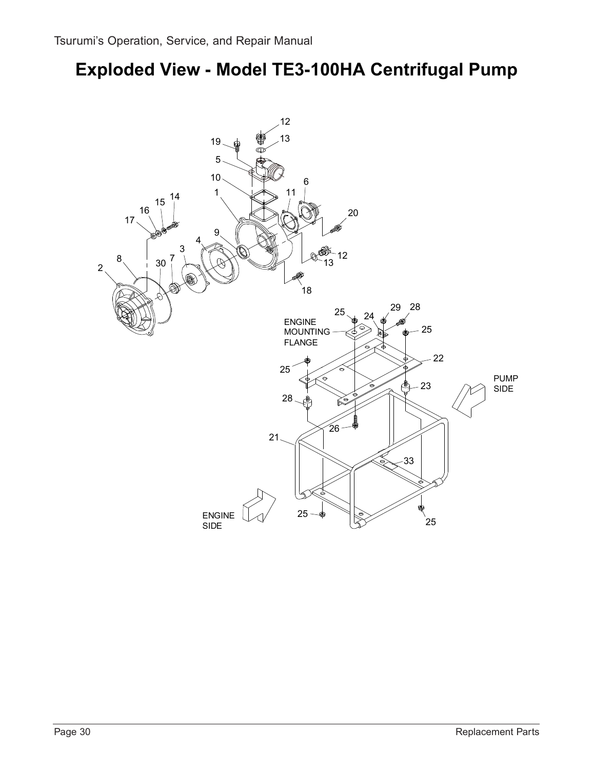# Exploded View - Model TE3-100HA Centrifugal Pump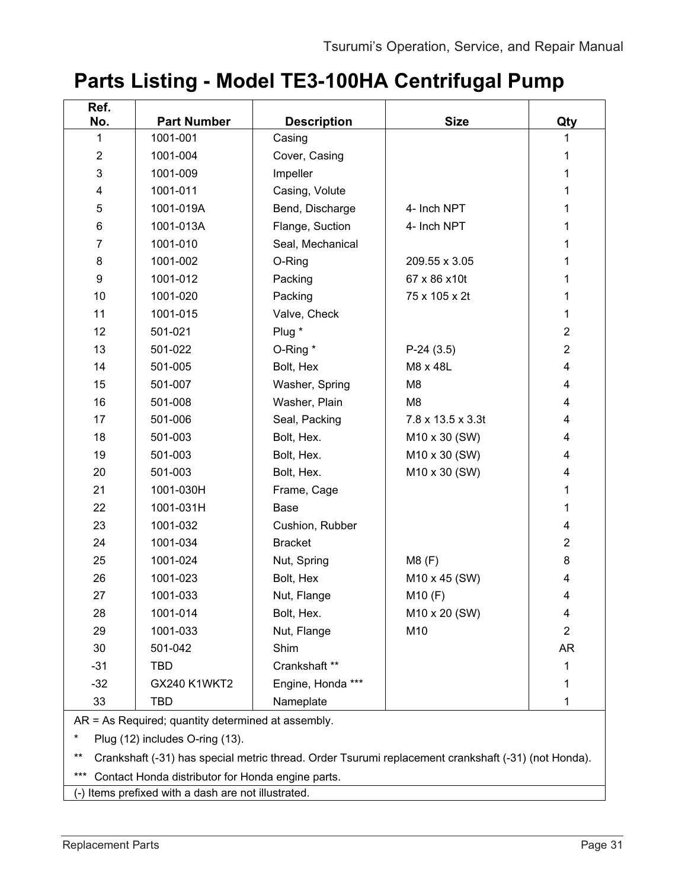# Parts Listing - Model TE3-100HA Centrifugal Pump

| Ref. No. | Part Number | Description | Size | Qty |
|---|---|---|---|---|
| 1 | 1001-001 | Casing | | 1 |
| 2 | 1001-004 | Cover, Casing | | 1 |
| 3 | 1001-009 | Impeller | | 1 |
| 4 | 1001-011 | Casing, Volute | | 1 |
| 5 | 1001-019A | Bend, Discharge | 4- Inch NPT | 1 |
| 6 | 1001-013A | Flange, Suction | 4- Inch NPT | 1 |
| 7 | 1001-010 | Seal, Mechanical | | 1 |
| 8 | 1001-002 | O-Ring | 209.55 x 3.05 | 1 |
| 9 | 1001-012 | Packing | 67 x 86 x10t | 1 |
| 10 | 1001-020 | Packing | 75 x 105 x 2t | 1 |
| 11 | 1001-015 | Valve, Check | | 1 |
| 12 | 501-021 | Plug * | | 2 |
| 13 | 501-022 | O-Ring * | P-24 (3.5) | 2 |
| 14 | 501-005 | Bolt, Hex | M8 x 48L | 4 |
| 15 | 501-007 | Washer, Spring | M8 | 4 |
| 16 | 501-008 | Washer, Plain | M8 | 4 |
| 17 | 501-006 | Seal, Packing | 7.8 x 13.5 x 3.3t | 4 |
| 18 | 501-003 | Bolt, Hex. | M10 x 30 (SW) | 4 |
| 19 | 501-003 | Bolt, Hex. | M10 x 30 (SW) | 4 |
| 20 | 501-003 | Bolt, Hex. | M10 x 30 (SW) | 4 |
| 21 | 1001-030H | Frame, Cage | | 1 |
| 22 | 1001-031H | Base | | 1 |
| 23 | 1001-032 | Cushion, Rubber | | 4 |
| 24 | 1001-034 | Bracket | | 2 |
| 25 | 1001-024 | Nut, Spring | M8 (F) | 8 |
| 26 | 1001-023 | Bolt, Hex | M10 x 45 (SW) | 4 |
| 27 | 1001-033 | Nut, Flange | M10 (F) | 4 |
| 28 | 1001-014 | Bolt, Hex. | M10 x 20 (SW) | 4 |
| 29 | 1001-033 | Nut, Flange | M10 | 2 |
| 30 | 501-042 | Shim | | AR |
| -31 | TBD | Crankshaft ** | | 1 |
| -32 | GX240 K1WKT2 | Engine, Honda *** | | 1 |
| 33 | TBD | Nameplate | | 1 |

AR = As Required; quantity determined at assembly.

\* Plug (12) includes O-ring (13).

\** Crankshaft (-31) has special metric thread. Order Tsurumi replacement crankshaft (-31) (not Honda).

\*** Contact Honda distributor for Honda engine parts.

(-) Items prefixed with a dash are not illustrated.